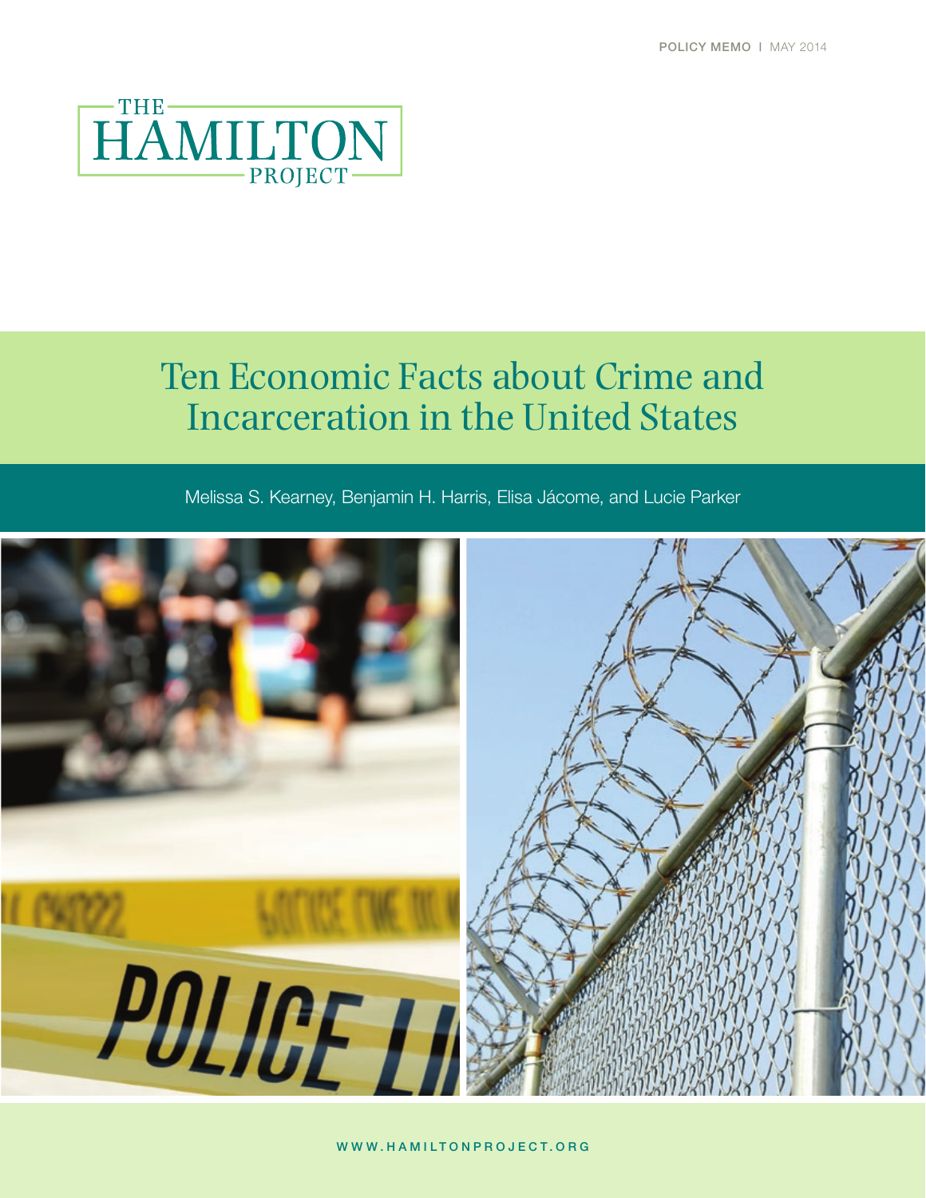POLICY MEMO | MAY 2014

THE HAMILTON PROJECT

# Ten Economic Facts about Crime and Incarceration in the United States

Melissa S. Kearney, Benjamin H. Harris, Elisa Jácome, and Lucie Parker

WWW.HAMILTONPROJECT.ORG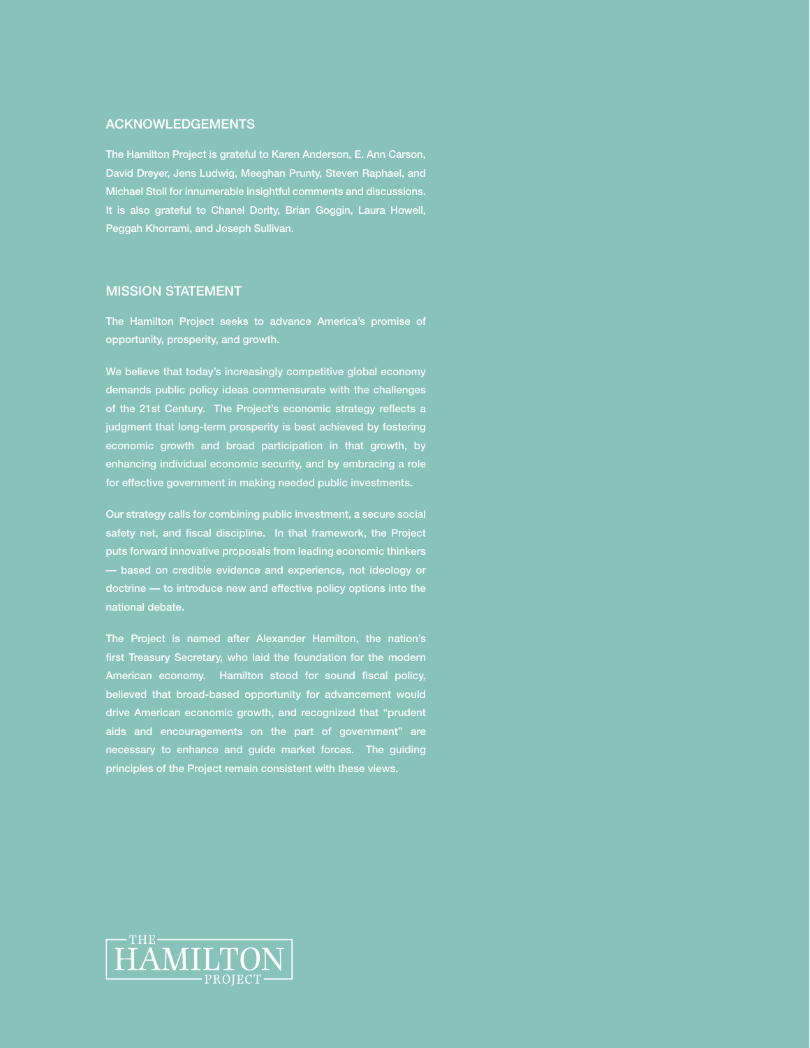## ACKNOWLEDGEMENTS

The Hamilton Project is grateful to Karen Anderson, E. Ann Carson, David Dreyer, Jens Ludwig, Meeghan Prunty, Steven Raphael, and Michael Stoll for innumerable insightful comments and discussions. It is also grateful to Chanel Dority, Brian Goggin, Laura Howell, Peggah Khorrami, and Joseph Sullivan.

## MISSION STATEMENT

The Hamilton Project seeks to advance America's promise of opportunity, prosperity, and growth.

We believe that today's increasingly competitive global economy demands public policy ideas commensurate with the challenges of the 21st Century. The Project's economic strategy reflects a judgment that long-term prosperity is best achieved by fostering economic growth and broad participation in that growth, by enhancing individual economic security, and by embracing a role for effective government in making needed public investments.

Our strategy calls for combining public investment, a secure social safety net, and fiscal discipline. In that framework, the Project puts forward innovative proposals from leading economic thinkers — based on credible evidence and experience, not ideology or doctrine — to introduce new and effective policy options into the national debate.

The Project is named after Alexander Hamilton, the nation's first Treasury Secretary, who laid the foundation for the modern American economy. Hamilton stood for sound fiscal policy, believed that broad-based opportunity for advancement would drive American economic growth, and recognized that "prudent aids and encouragements on the part of government" are necessary to enhance and guide market forces. The guiding principles of the Project remain consistent with these views.

THE HAMILTON PROJECT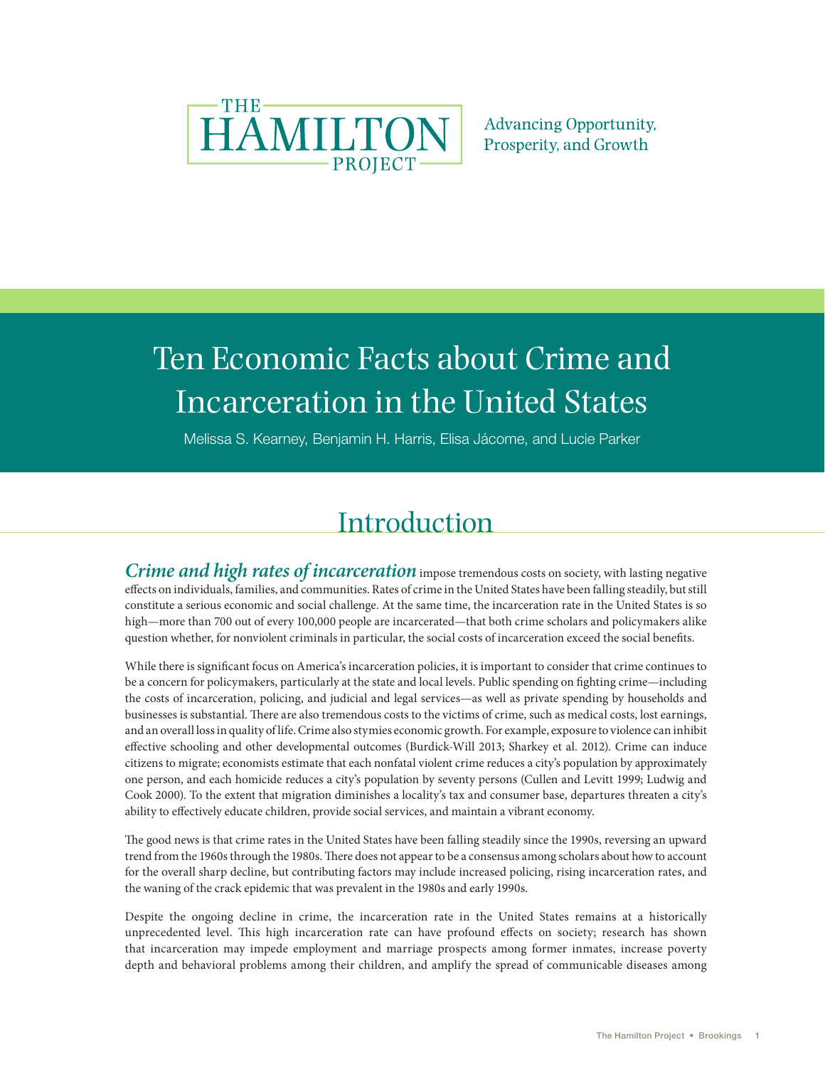THE HAMILTON PROJECT

Advancing Opportunity, Prosperity, and Growth

# Ten Economic Facts about Crime and Incarceration in the United States

Melissa S. Kearney, Benjamin H. Harris, Elisa Jácome, and Lucie Parker

## Introduction

***Crime and high rates of incarceration*** impose tremendous costs on society, with lasting negative effects on individuals, families, and communities. Rates of crime in the United States have been falling steadily, but still constitute a serious economic and social challenge. At the same time, the incarceration rate in the United States is so high—more than 700 out of every 100,000 people are incarcerated—that both crime scholars and policymakers alike question whether, for nonviolent criminals in particular, the social costs of incarceration exceed the social benefits.

While there is significant focus on America's incarceration policies, it is important to consider that crime continues to be a concern for policymakers, particularly at the state and local levels. Public spending on fighting crime—including the costs of incarceration, policing, and judicial and legal services—as well as private spending by households and businesses is substantial. There are also tremendous costs to the victims of crime, such as medical costs, lost earnings, and an overall loss in quality of life. Crime also stymies economic growth. For example, exposure to violence can inhibit effective schooling and other developmental outcomes (Burdick-Will 2013; Sharkey et al. 2012). Crime can induce citizens to migrate; economists estimate that each nonfatal violent crime reduces a city's population by approximately one person, and each homicide reduces a city's population by seventy persons (Cullen and Levitt 1999; Ludwig and Cook 2000). To the extent that migration diminishes a locality's tax and consumer base, departures threaten a city's ability to effectively educate children, provide social services, and maintain a vibrant economy.

The good news is that crime rates in the United States have been falling steadily since the 1990s, reversing an upward trend from the 1960s through the 1980s. There does not appear to be a consensus among scholars about how to account for the overall sharp decline, but contributing factors may include increased policing, rising incarceration rates, and the waning of the crack epidemic that was prevalent in the 1980s and early 1990s.

Despite the ongoing decline in crime, the incarceration rate in the United States remains at a historically unprecedented level. This high incarceration rate can have profound effects on society; research has shown that incarceration may impede employment and marriage prospects among former inmates, increase poverty depth and behavioral problems among their children, and amplify the spread of communicable diseases among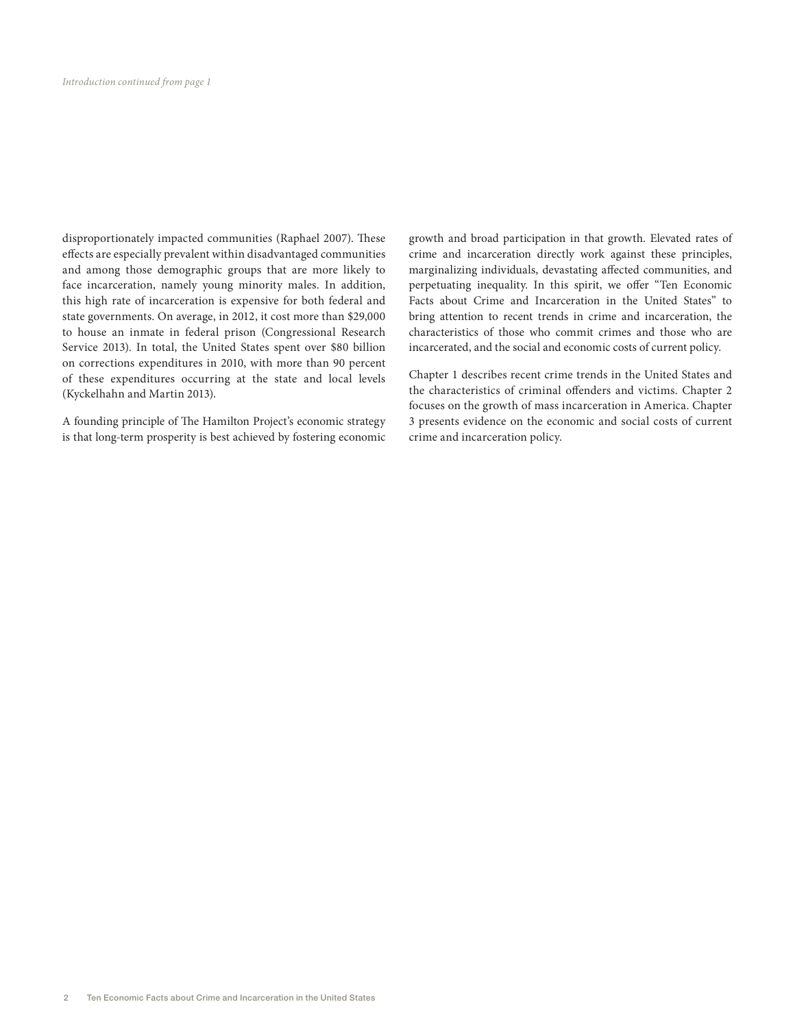*Introduction continued from page 1*

disproportionately impacted communities (Raphael 2007). These effects are especially prevalent within disadvantaged communities and among those demographic groups that are more likely to face incarceration, namely young minority males. In addition, this high rate of incarceration is expensive for both federal and state governments. On average, in 2012, it cost more than $29,000 to house an inmate in federal prison (Congressional Research Service 2013). In total, the United States spent over $80 billion on corrections expenditures in 2010, with more than 90 percent of these expenditures occurring at the state and local levels (Kyckelhahn and Martin 2013).

A founding principle of The Hamilton Project's economic strategy is that long-term prosperity is best achieved by fostering economic growth and broad participation in that growth. Elevated rates of crime and incarceration directly work against these principles, marginalizing individuals, devastating affected communities, and perpetuating inequality. In this spirit, we offer "Ten Economic Facts about Crime and Incarceration in the United States" to bring attention to recent trends in crime and incarceration, the characteristics of those who commit crimes and those who are incarcerated, and the social and economic costs of current policy.

Chapter 1 describes recent crime trends in the United States and the characteristics of criminal offenders and victims. Chapter 2 focuses on the growth of mass incarceration in America. Chapter 3 presents evidence on the economic and social costs of current crime and incarceration policy.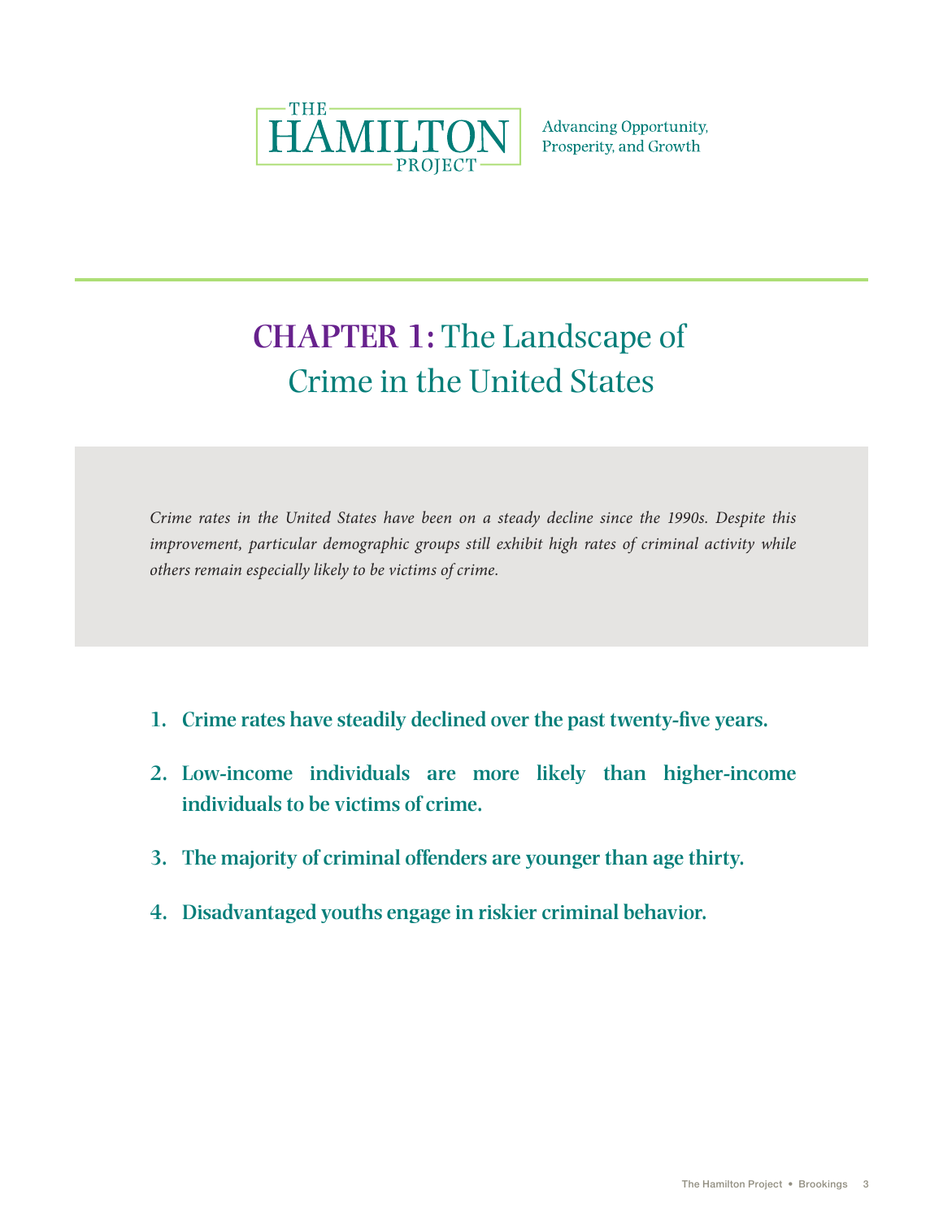THE HAMILTON PROJECT

Advancing Opportunity, Prosperity, and Growth

# CHAPTER 1: The Landscape of Crime in the United States

*Crime rates in the United States have been on a steady decline since the 1990s. Despite this improvement, particular demographic groups still exhibit high rates of criminal activity while others remain especially likely to be victims of crime.*

1. **Crime rates have steadily declined over the past twenty-five years.**
2. **Low-income individuals are more likely than higher-income individuals to be victims of crime.**
3. **The majority of criminal offenders are younger than age thirty.**
4. **Disadvantaged youths engage in riskier criminal behavior.**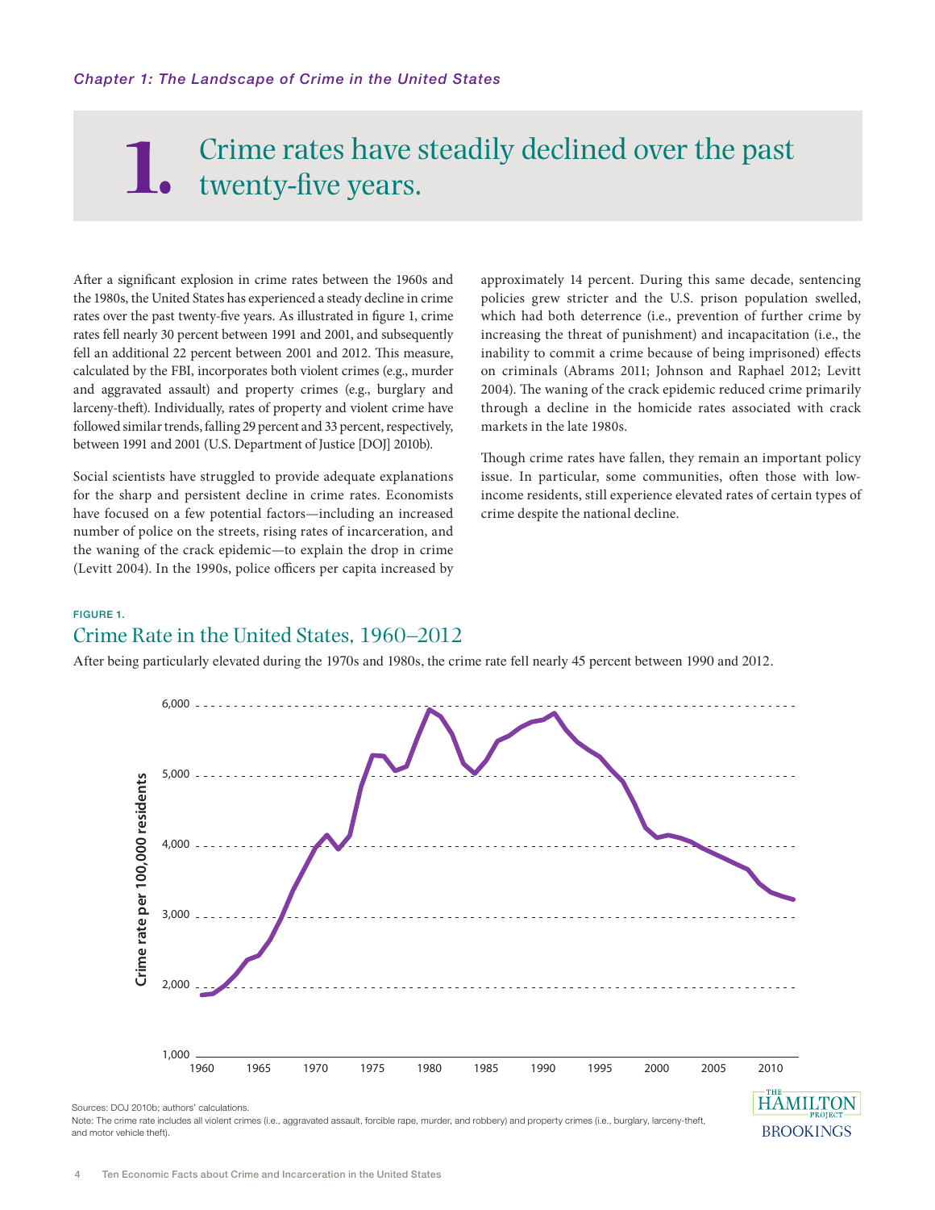*Chapter 1: The Landscape of Crime in the United States*

# 1. Crime rates have steadily declined over the past twenty-five years.

After a significant explosion in crime rates between the 1960s and the 1980s, the United States has experienced a steady decline in crime rates over the past twenty-five years. As illustrated in figure 1, crime rates fell nearly 30 percent between 1991 and 2001, and subsequently fell an additional 22 percent between 2001 and 2012. This measure, calculated by the FBI, incorporates both violent crimes (e.g., murder and aggravated assault) and property crimes (e.g., burglary and larceny-theft). Individually, rates of property and violent crime have followed similar trends, falling 29 percent and 33 percent, respectively, between 1991 and 2001 (U.S. Department of Justice [DOJ] 2010b).

Social scientists have struggled to provide adequate explanations for the sharp and persistent decline in crime rates. Economists have focused on a few potential factors—including an increased number of police on the streets, rising rates of incarceration, and the waning of the crack epidemic—to explain the drop in crime (Levitt 2004). In the 1990s, police officers per capita increased by approximately 14 percent. During this same decade, sentencing policies grew stricter and the U.S. prison population swelled, which had both deterrence (i.e., prevention of further crime by increasing the threat of punishment) and incapacitation (i.e., the inability to commit a crime because of being imprisoned) effects on criminals (Abrams 2011; Johnson and Raphael 2012; Levitt 2004). The waning of the crack epidemic reduced crime primarily through a decline in the homicide rates associated with crack markets in the late 1980s.

Though crime rates have fallen, they remain an important policy issue. In particular, some communities, often those with low-income residents, still experience elevated rates of certain types of crime despite the national decline.

**FIGURE 1.**

## Crime Rate in the United States, 1960–2012

After being particularly elevated during the 1970s and 1980s, the crime rate fell nearly 45 percent between 1990 and 2012.

Sources: DOJ 2010b; authors' calculations.

Note: The crime rate includes all violent crimes (i.e., aggravated assault, forcible rape, murder, and robbery) and property crimes (i.e., burglary, larceny-theft, and motor vehicle theft).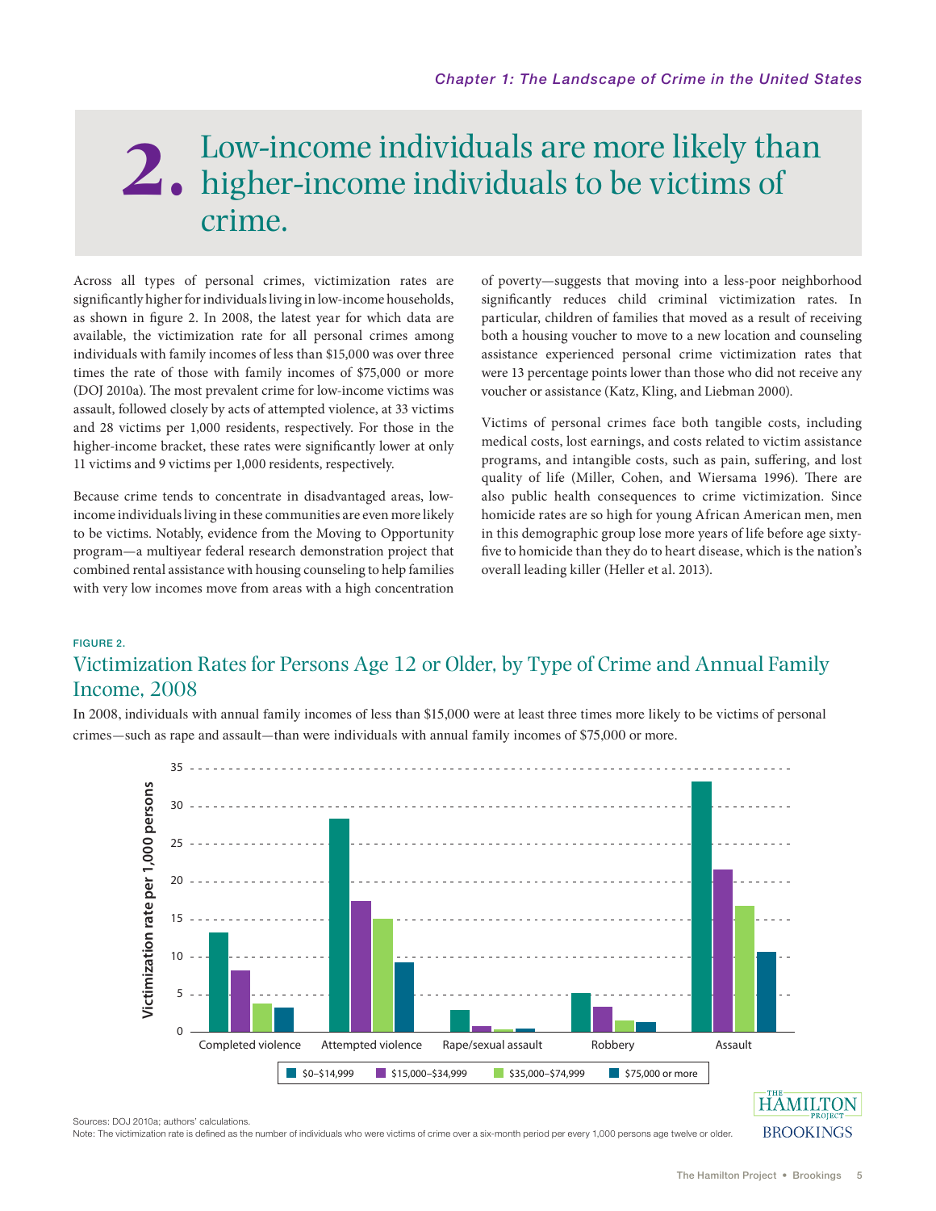# 2. Low-income individuals are more likely than higher-income individuals to be victims of crime.

Across all types of personal crimes, victimization rates are significantly higher for individuals living in low-income households, as shown in figure 2. In 2008, the latest year for which data are available, the victimization rate for all personal crimes among individuals with family incomes of less than $15,000 was over three times the rate of those with family incomes of $75,000 or more (DOJ 2010a). The most prevalent crime for low-income victims was assault, followed closely by acts of attempted violence, at 33 victims and 28 victims per 1,000 residents, respectively. For those in the higher-income bracket, these rates were significantly lower at only 11 victims and 9 victims per 1,000 residents, respectively.

Because crime tends to concentrate in disadvantaged areas, low-income individuals living in these communities are even more likely to be victims. Notably, evidence from the Moving to Opportunity program—a multiyear federal research demonstration project that combined rental assistance with housing counseling to help families with very low incomes move from areas with a high concentration of poverty—suggests that moving into a less-poor neighborhood significantly reduces child criminal victimization rates. In particular, children of families that moved as a result of receiving both a housing voucher to move to a new location and counseling assistance experienced personal crime victimization rates that were 13 percentage points lower than those who did not receive any voucher or assistance (Katz, Kling, and Liebman 2000).

Victims of personal crimes face both tangible costs, including medical costs, lost earnings, and costs related to victim assistance programs, and intangible costs, such as pain, suffering, and lost quality of life (Miller, Cohen, and Wiersama 1996). There are also public health consequences to crime victimization. Since homicide rates are so high for young African American men, men in this demographic group lose more years of life before age sixty-five to homicide than they do to heart disease, which is the nation's overall leading killer (Heller et al. 2013).

FIGURE 2.

## Victimization Rates for Persons Age 12 or Older, by Type of Crime and Annual Family Income, 2008

In 2008, individuals with annual family incomes of less than $15,000 were at least three times more likely to be victims of personal crimes—such as rape and assault—than were individuals with annual family incomes of $75,000 or more.

Sources: DOJ 2010a; authors' calculations.

Note: The victimization rate is defined as the number of individuals who were victims of crime over a six-month period per every 1,000 persons age twelve or older.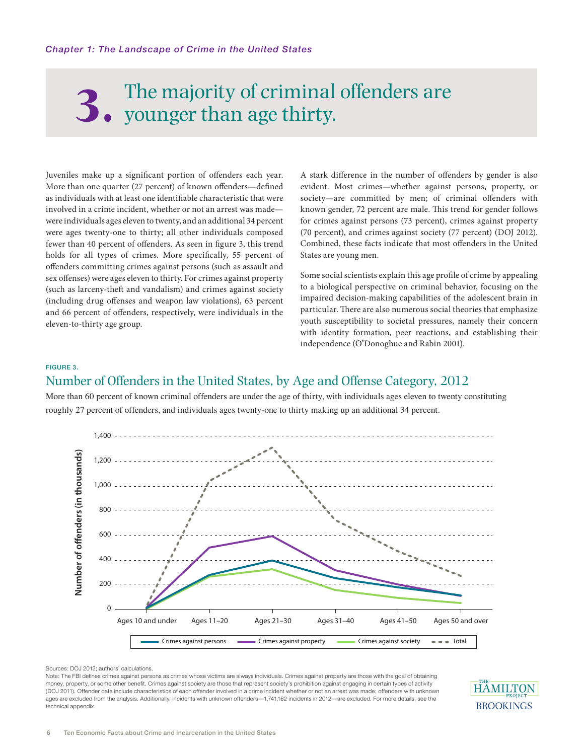*Chapter 1: The Landscape of Crime in the United States*

# 3. The majority of criminal offenders are younger than age thirty.

Juveniles make up a significant portion of offenders each year. More than one quarter (27 percent) of known offenders—defined as individuals with at least one identifiable characteristic that were involved in a crime incident, whether or not an arrest was made—were individuals ages eleven to twenty, and an additional 34 percent were ages twenty-one to thirty; all other individuals composed fewer than 40 percent of offenders. As seen in figure 3, this trend holds for all types of crimes. More specifically, 55 percent of offenders committing crimes against persons (such as assault and sex offenses) were ages eleven to thirty. For crimes against property (such as larceny-theft and vandalism) and crimes against society (including drug offenses and weapon law violations), 63 percent and 66 percent of offenders, respectively, were individuals in the eleven-to-thirty age group.

A stark difference in the number of offenders by gender is also evident. Most crimes—whether against persons, property, or society—are committed by men; of criminal offenders with known gender, 72 percent are male. This trend for gender follows for crimes against persons (73 percent), crimes against property (70 percent), and crimes against society (77 percent) (DOJ 2012). Combined, these facts indicate that most offenders in the United States are young men.

Some social scientists explain this age profile of crime by appealing to a biological perspective on criminal behavior, focusing on the impaired decision-making capabilities of the adolescent brain in particular. There are also numerous social theories that emphasize youth susceptibility to societal pressures, namely their concern with identity formation, peer reactions, and establishing their independence (O'Donoghue and Rabin 2001).

FIGURE 3.

## Number of Offenders in the United States, by Age and Offense Category, 2012

More than 60 percent of known criminal offenders are under the age of thirty, with individuals ages eleven to twenty constituting roughly 27 percent of offenders, and individuals ages twenty-one to thirty making up an additional 34 percent.

Sources: DOJ 2012; authors' calculations.

Note: The FBI defines crimes against persons as crimes whose victims are always individuals. Crimes against property are those with the goal of obtaining money, property, or some other benefit. Crimes against society are those that represent society's prohibition against engaging in certain types of activity (DOJ 2011). Offender data include characteristics of each offender involved in a crime incident whether or not an arrest was made; offenders with unknown ages are excluded from the analysis. Additionally, incidents with unknown offenders—1,741,162 incidents in 2012—are excluded. For more details, see the technical appendix.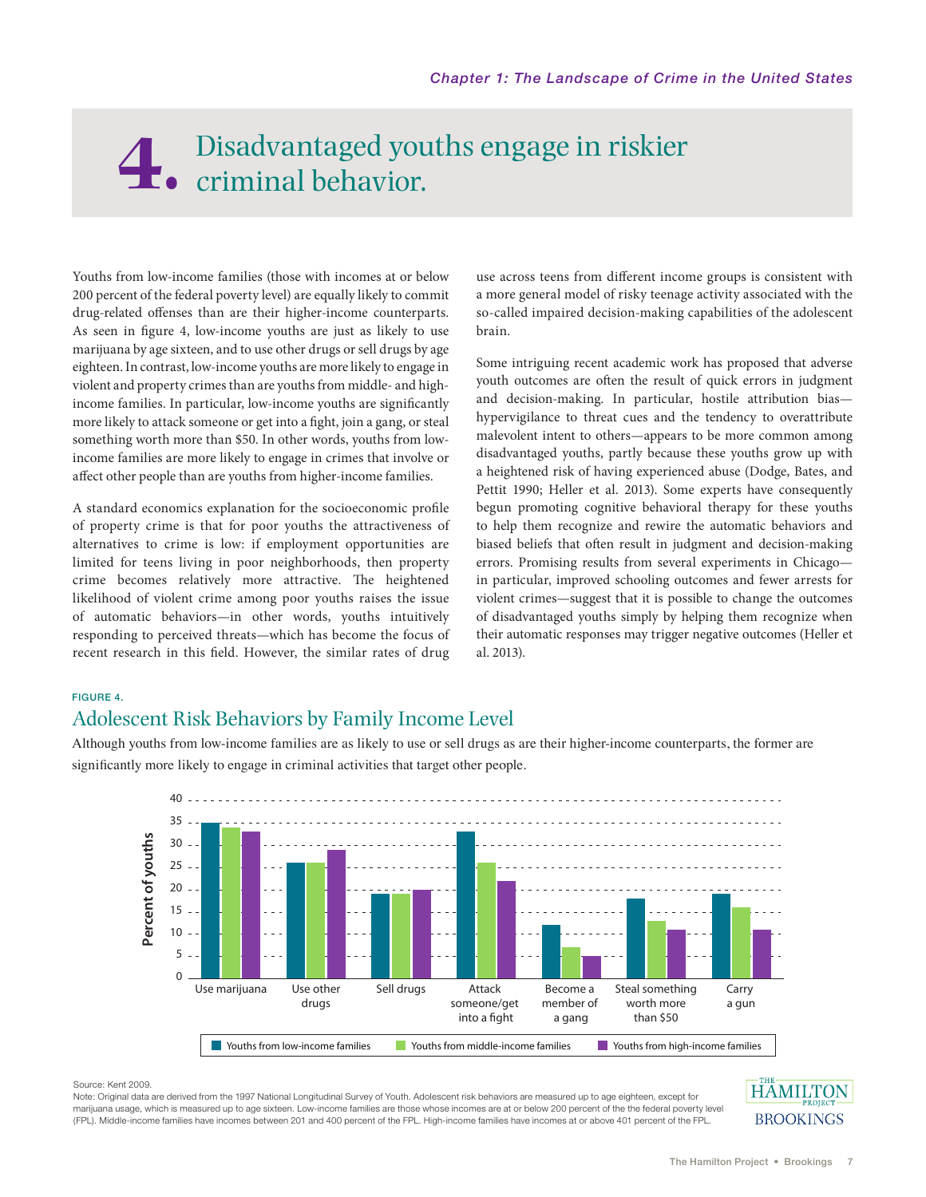# 4. Disadvantaged youths engage in riskier criminal behavior.

Youths from low-income families (those with incomes at or below 200 percent of the federal poverty level) are equally likely to commit drug-related offenses than are their higher-income counterparts. As seen in figure 4, low-income youths are just as likely to use marijuana by age sixteen, and to use other drugs or sell drugs by age eighteen. In contrast, low-income youths are more likely to engage in violent and property crimes than are youths from middle- and high-income families. In particular, low-income youths are significantly more likely to attack someone or get into a fight, join a gang, or steal something worth more than $50. In other words, youths from low-income families are more likely to engage in crimes that involve or affect other people than are youths from higher-income families.

A standard economics explanation for the socioeconomic profile of property crime is that for poor youths the attractiveness of alternatives to crime is low: if employment opportunities are limited for teens living in poor neighborhoods, then property crime becomes relatively more attractive. The heightened likelihood of violent crime among poor youths raises the issue of automatic behaviors—in other words, youths intuitively responding to perceived threats—which has become the focus of recent research in this field. However, the similar rates of drug use across teens from different income groups is consistent with a more general model of risky teenage activity associated with the so-called impaired decision-making capabilities of the adolescent brain.

Some intriguing recent academic work has proposed that adverse youth outcomes are often the result of quick errors in judgment and decision-making. In particular, hostile attribution bias—hypervigilance to threat cues and the tendency to overattribute malevolent intent to others—appears to be more common among disadvantaged youths, partly because these youths grow up with a heightened risk of having experienced abuse (Dodge, Bates, and Pettit 1990; Heller et al. 2013). Some experts have consequently begun promoting cognitive behavioral therapy for these youths to help them recognize and rewire the automatic behaviors and biased beliefs that often result in judgment and decision-making errors. Promising results from several experiments in Chicago—in particular, improved schooling outcomes and fewer arrests for violent crimes—suggest that it is possible to change the outcomes of disadvantaged youths simply by helping them recognize when their automatic responses may trigger negative outcomes (Heller et al. 2013).

FIGURE 4.

## Adolescent Risk Behaviors by Family Income Level

Although youths from low-income families are as likely to use or sell drugs as are their higher-income counterparts, the former are significantly more likely to engage in criminal activities that target other people.

| Behavior | Youths from low-income families | Youths from middle-income families | Youths from high-income families |
| --- | --- | --- | --- |
| Use marijuana | 35 | 34 | 33 |
| Use other drugs | 26 | 26 | 29 |
| Sell drugs | 19 | 19 | 20 |
| Attack someone/get into a fight | 33 | 26 | 22 |
| Become a member of a gang | 12 | 7 | 5 |
| Steal something worth more than $50 | 18 | 13 | 11 |
| Carry a gun | 19 | 16 | 11 |

Percent of youths (values approximate, read from chart)

Source: Kent 2009.
Note: Original data are derived from the 1997 National Longitudinal Survey of Youth. Adolescent risk behaviors are measured up to age eighteen, except for marijuana usage, which is measured up to age sixteen. Low-income families are those whose incomes are at or below 200 percent of the the federal poverty level (FPL). Middle-income families have incomes between 201 and 400 percent of the FPL. High-income families have incomes at or above 401 percent of the FPL.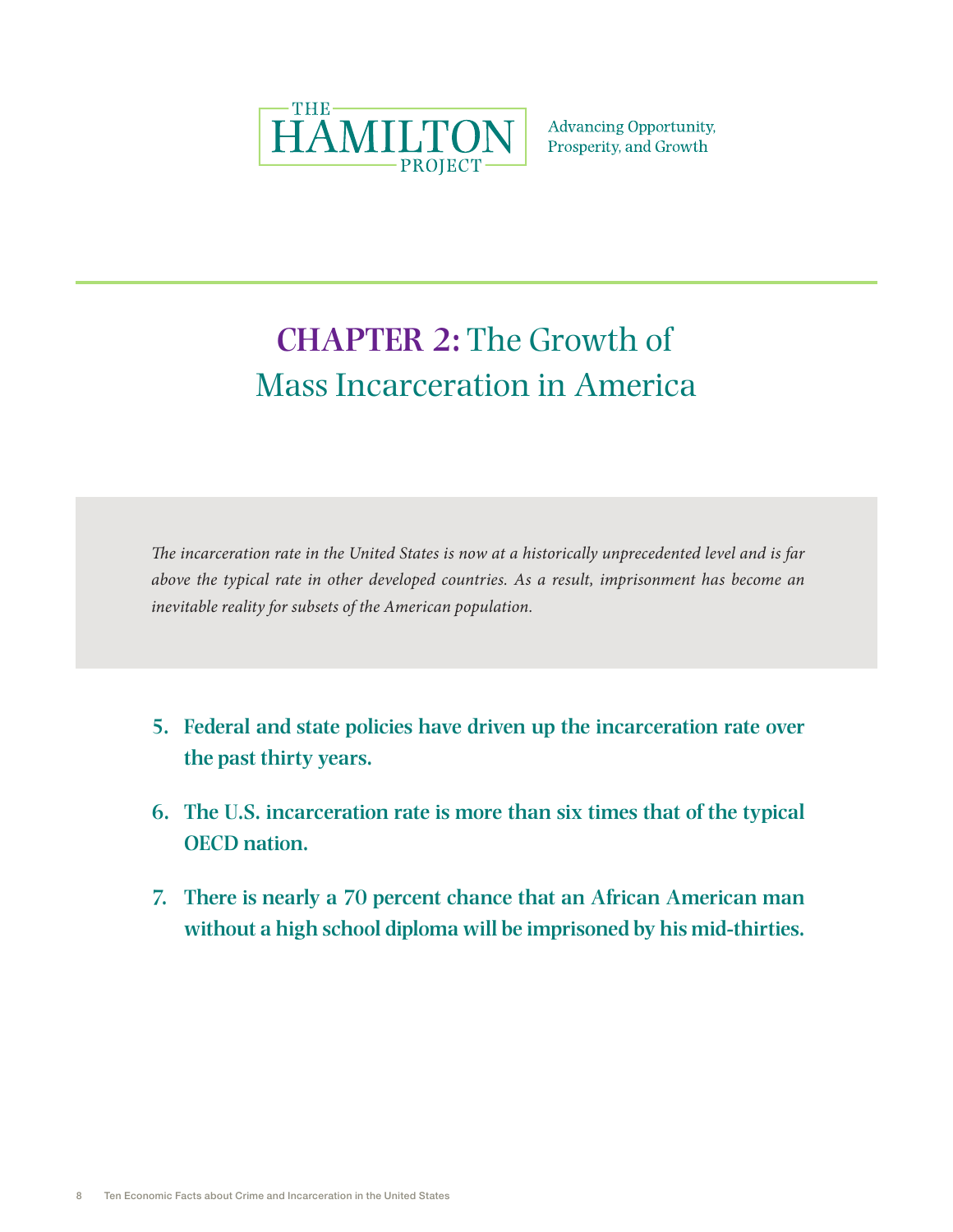THE HAMILTON PROJECT

Advancing Opportunity, Prosperity, and Growth

# CHAPTER 2: The Growth of Mass Incarceration in America

*The incarceration rate in the United States is now at a historically unprecedented level and is far above the typical rate in other developed countries. As a result, imprisonment has become an inevitable reality for subsets of the American population.*

5. **Federal and state policies have driven up the incarceration rate over the past thirty years.**
6. **The U.S. incarceration rate is more than six times that of the typical OECD nation.**
7. **There is nearly a 70 percent chance that an African American man without a high school diploma will be imprisoned by his mid-thirties.**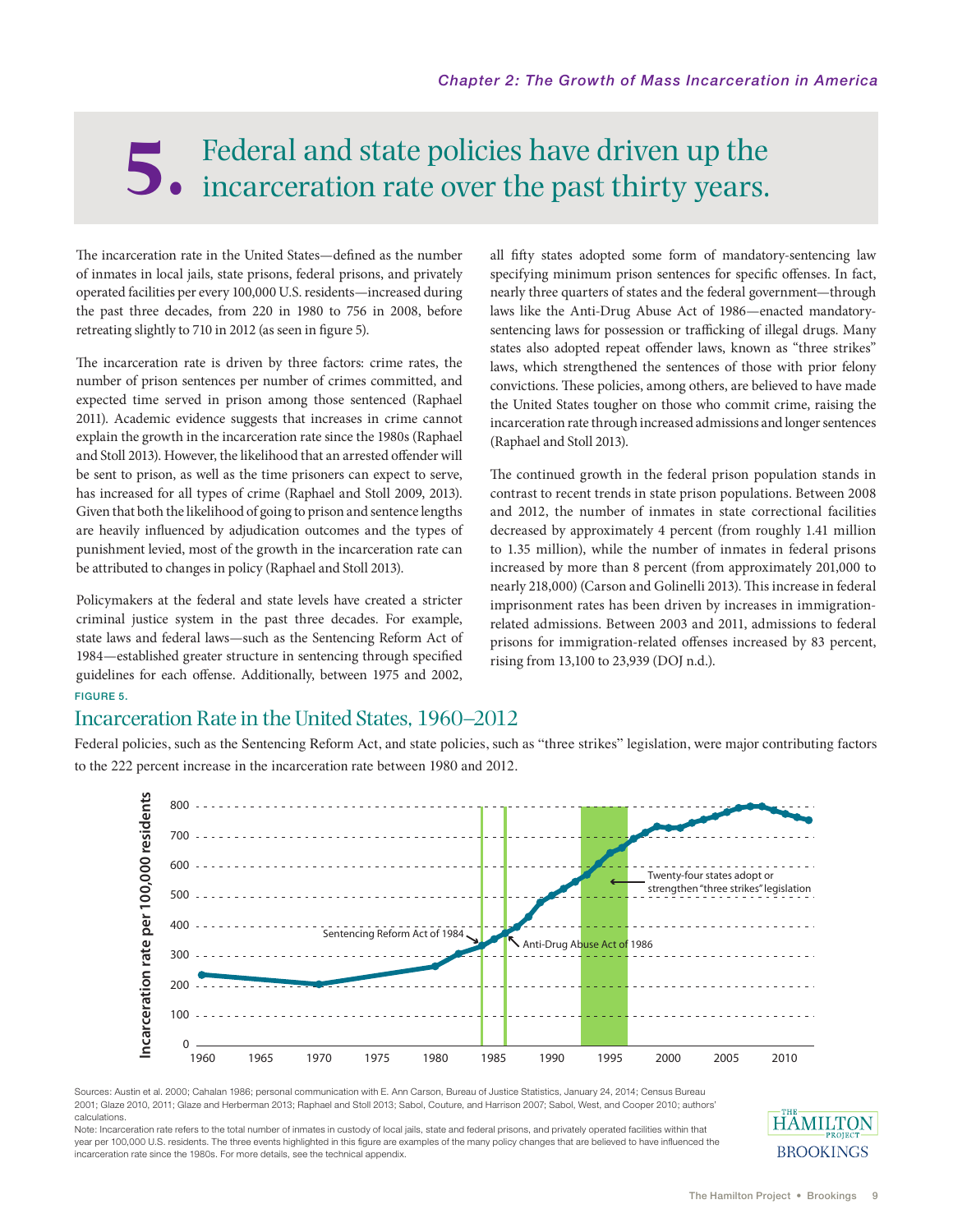# 5. Federal and state policies have driven up the incarceration rate over the past thirty years.

The incarceration rate in the United States—defined as the number of inmates in local jails, state prisons, federal prisons, and privately operated facilities per every 100,000 U.S. residents—increased during the past three decades, from 220 in 1980 to 756 in 2008, before retreating slightly to 710 in 2012 (as seen in figure 5).

The incarceration rate is driven by three factors: crime rates, the number of prison sentences per number of crimes committed, and expected time served in prison among those sentenced (Raphael 2011). Academic evidence suggests that increases in crime cannot explain the growth in the incarceration rate since the 1980s (Raphael and Stoll 2013). However, the likelihood that an arrested offender will be sent to prison, as well as the time prisoners can expect to serve, has increased for all types of crime (Raphael and Stoll 2009, 2013). Given that both the likelihood of going to prison and sentence lengths are heavily influenced by adjudication outcomes and the types of punishment levied, most of the growth in the incarceration rate can be attributed to changes in policy (Raphael and Stoll 2013).

Policymakers at the federal and state levels have created a stricter criminal justice system in the past three decades. For example, state laws and federal laws—such as the Sentencing Reform Act of 1984—established greater structure in sentencing through specified guidelines for each offense. Additionally, between 1975 and 2002, all fifty states adopted some form of mandatory-sentencing law specifying minimum prison sentences for specific offenses. In fact, nearly three quarters of states and the federal government—through laws like the Anti-Drug Abuse Act of 1986—enacted mandatory-sentencing laws for possession or trafficking of illegal drugs. Many states also adopted repeat offender laws, known as "three strikes" laws, which strengthened the sentences of those with prior felony convictions. These policies, among others, are believed to have made the United States tougher on those who commit crime, raising the incarceration rate through increased admissions and longer sentences (Raphael and Stoll 2013).

The continued growth in the federal prison population stands in contrast to recent trends in state prison populations. Between 2008 and 2012, the number of inmates in state correctional facilities decreased by approximately 4 percent (from roughly 1.41 million to 1.35 million), while the number of inmates in federal prisons increased by more than 8 percent (from approximately 201,000 to nearly 218,000) (Carson and Golinelli 2013). This increase in federal imprisonment rates has been driven by increases in immigration-related admissions. Between 2003 and 2011, admissions to federal prisons for immigration-related offenses increased by 83 percent, rising from 13,100 to 23,939 (DOJ n.d.).

FIGURE 5.

## Incarceration Rate in the United States, 1960–2012

Federal policies, such as the Sentencing Reform Act, and state policies, such as "three strikes" legislation, were major contributing factors to the 222 percent increase in the incarceration rate between 1980 and 2012.

Sources: Austin et al. 2000; Cahalan 1986; personal communication with E. Ann Carson, Bureau of Justice Statistics, January 24, 2014; Census Bureau 2001; Glaze 2010, 2011; Glaze and Herberman 2013; Raphael and Stoll 2013; Sabol, Couture, and Harrison 2007; Sabol, West, and Cooper 2010; authors' calculations.

Note: Incarceration rate refers to the total number of inmates in custody of local jails, state and federal prisons, and privately operated facilities within that year per 100,000 U.S. residents. The three events highlighted in this figure are examples of the many policy changes that are believed to have influenced the incarceration rate since the 1980s. For more details, see the technical appendix.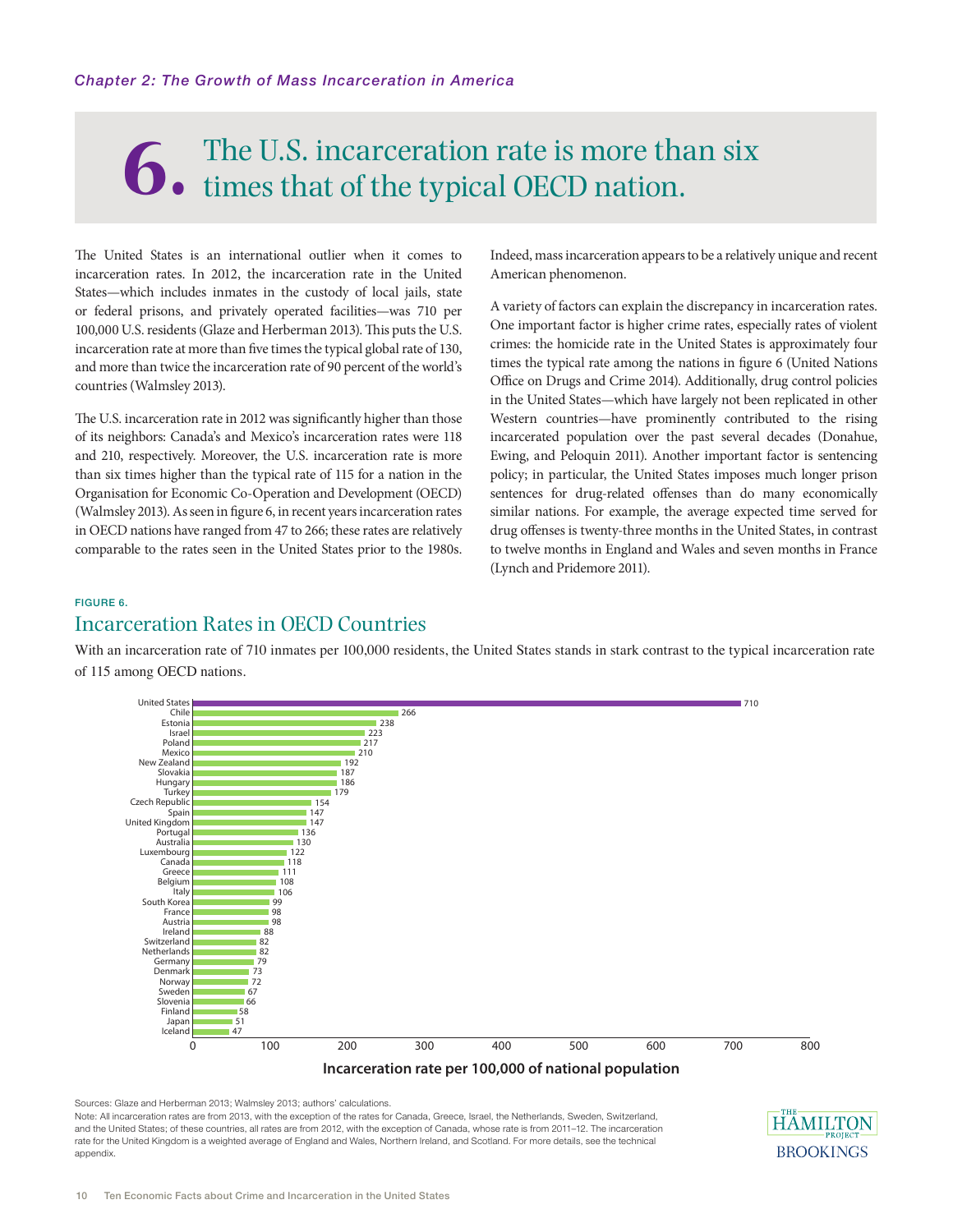*Chapter 2: The Growth of Mass Incarceration in America*

# 6. The U.S. incarceration rate is more than six times that of the typical OECD nation.

The United States is an international outlier when it comes to incarceration rates. In 2012, the incarceration rate in the United States—which includes inmates in the custody of local jails, state or federal prisons, and privately operated facilities—was 710 per 100,000 U.S. residents (Glaze and Herberman 2013). This puts the U.S. incarceration rate at more than five times the typical global rate of 130, and more than twice the incarceration rate of 90 percent of the world's countries (Walmsley 2013).

The U.S. incarceration rate in 2012 was significantly higher than those of its neighbors: Canada's and Mexico's incarceration rates were 118 and 210, respectively. Moreover, the U.S. incarceration rate is more than six times higher than the typical rate of 115 for a nation in the Organisation for Economic Co-Operation and Development (OECD) (Walmsley 2013). As seen in figure 6, in recent years incarceration rates in OECD nations have ranged from 47 to 266; these rates are relatively comparable to the rates seen in the United States prior to the 1980s. Indeed, mass incarceration appears to be a relatively unique and recent American phenomenon.

A variety of factors can explain the discrepancy in incarceration rates. One important factor is higher crime rates, especially rates of violent crimes: the homicide rate in the United States is approximately four times the typical rate among the nations in figure 6 (United Nations Office on Drugs and Crime 2014). Additionally, drug control policies in the United States—which have largely not been replicated in other Western countries—have prominently contributed to the rising incarcerated population over the past several decades (Donahue, Ewing, and Peloquin 2011). Another important factor is sentencing policy; in particular, the United States imposes much longer prison sentences for drug-related offenses than do many economically similar nations. For example, the average expected time served for drug offenses is twenty-three months in the United States, in contrast to twelve months in England and Wales and seven months in France (Lynch and Pridemore 2011).

FIGURE 6.

## Incarceration Rates in OECD Countries

With an incarceration rate of 710 inmates per 100,000 residents, the United States stands in stark contrast to the typical incarceration rate of 115 among OECD nations.

| Country | Incarceration rate per 100,000 of national population |
|---|---|
| United States | 710 |
| Chile | 266 |
| Estonia | 238 |
| Israel | 223 |
| Poland | 217 |
| Mexico | 210 |
| New Zealand | 192 |
| Slovakia | 187 |
| Hungary | 186 |
| Turkey | 179 |
| Czech Republic | 154 |
| Spain | 147 |
| United Kingdom | 147 |
| Portugal | 136 |
| Australia | 130 |
| Luxembourg | 122 |
| Canada | 118 |
| Greece | 111 |
| Belgium | 108 |
| Italy | 106 |
| South Korea | 99 |
| France | 98 |
| Austria | 98 |
| Ireland | 88 |
| Switzerland | 82 |
| Netherlands | 82 |
| Germany | 79 |
| Denmark | 73 |
| Norway | 72 |
| Sweden | 67 |
| Slovenia | 66 |
| Finland | 58 |
| Japan | 51 |
| Iceland | 47 |

Sources: Glaze and Herberman 2013; Walmsley 2013; authors' calculations.

Note: All incarceration rates are from 2013, with the exception of the rates for Canada, Greece, Israel, the Netherlands, Sweden, Switzerland, and the United States; of these countries, all rates are from 2012, with the exception of Canada, whose rate is from 2011–12. The incarceration rate for the United Kingdom is a weighted average of England and Wales, Northern Ireland, and Scotland. For more details, see the technical appendix.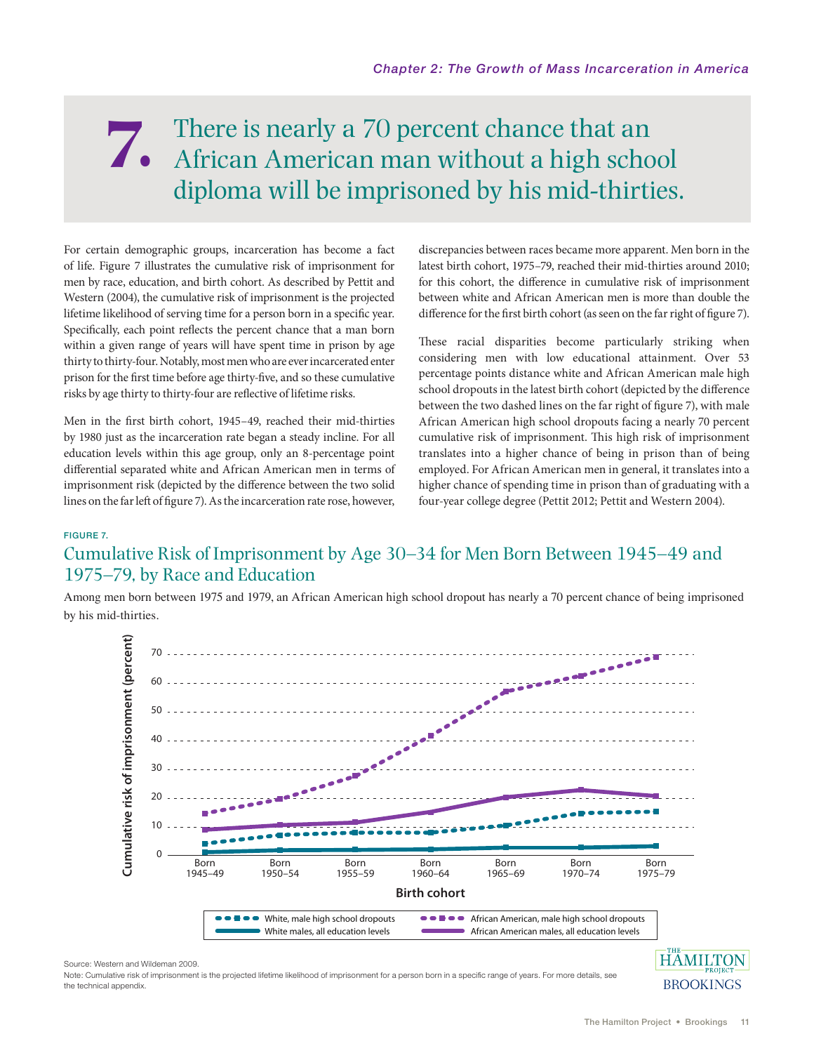# 7. There is nearly a 70 percent chance that an African American man without a high school diploma will be imprisoned by his mid-thirties.

For certain demographic groups, incarceration has become a fact of life. Figure 7 illustrates the cumulative risk of imprisonment for men by race, education, and birth cohort. As described by Pettit and Western (2004), the cumulative risk of imprisonment is the projected lifetime likelihood of serving time for a person born in a specific year. Specifically, each point reflects the percent chance that a man born within a given range of years will have spent time in prison by age thirty to thirty-four. Notably, most men who are ever incarcerated enter prison for the first time before age thirty-five, and so these cumulative risks by age thirty to thirty-four are reflective of lifetime risks.

Men in the first birth cohort, 1945–49, reached their mid-thirties by 1980 just as the incarceration rate began a steady incline. For all education levels within this age group, only an 8-percentage point differential separated white and African American men in terms of imprisonment risk (depicted by the difference between the two solid lines on the far left of figure 7). As the incarceration rate rose, however, discrepancies between races became more apparent. Men born in the latest birth cohort, 1975–79, reached their mid-thirties around 2010; for this cohort, the difference in cumulative risk of imprisonment between white and African American men is more than double the difference for the first birth cohort (as seen on the far right of figure 7).

These racial disparities become particularly striking when considering men with low educational attainment. Over 53 percentage points distance white and African American male high school dropouts in the latest birth cohort (depicted by the difference between the two dashed lines on the far right of figure 7), with male African American high school dropouts facing a nearly 70 percent cumulative risk of imprisonment. This high risk of imprisonment translates into a higher chance of being in prison than of being employed. For African American men in general, it translates into a higher chance of spending time in prison than of graduating with a four-year college degree (Pettit 2012; Pettit and Western 2004).

FIGURE 7.

## Cumulative Risk of Imprisonment by Age 30–34 for Men Born Between 1945–49 and 1975–79, by Race and Education

Among men born between 1975 and 1979, an African American high school dropout has nearly a 70 percent chance of being imprisoned by his mid-thirties.

Source: Western and Wildeman 2009.

Note: Cumulative risk of imprisonment is the projected lifetime likelihood of imprisonment for a person born in a specific range of years. For more details, see the technical appendix.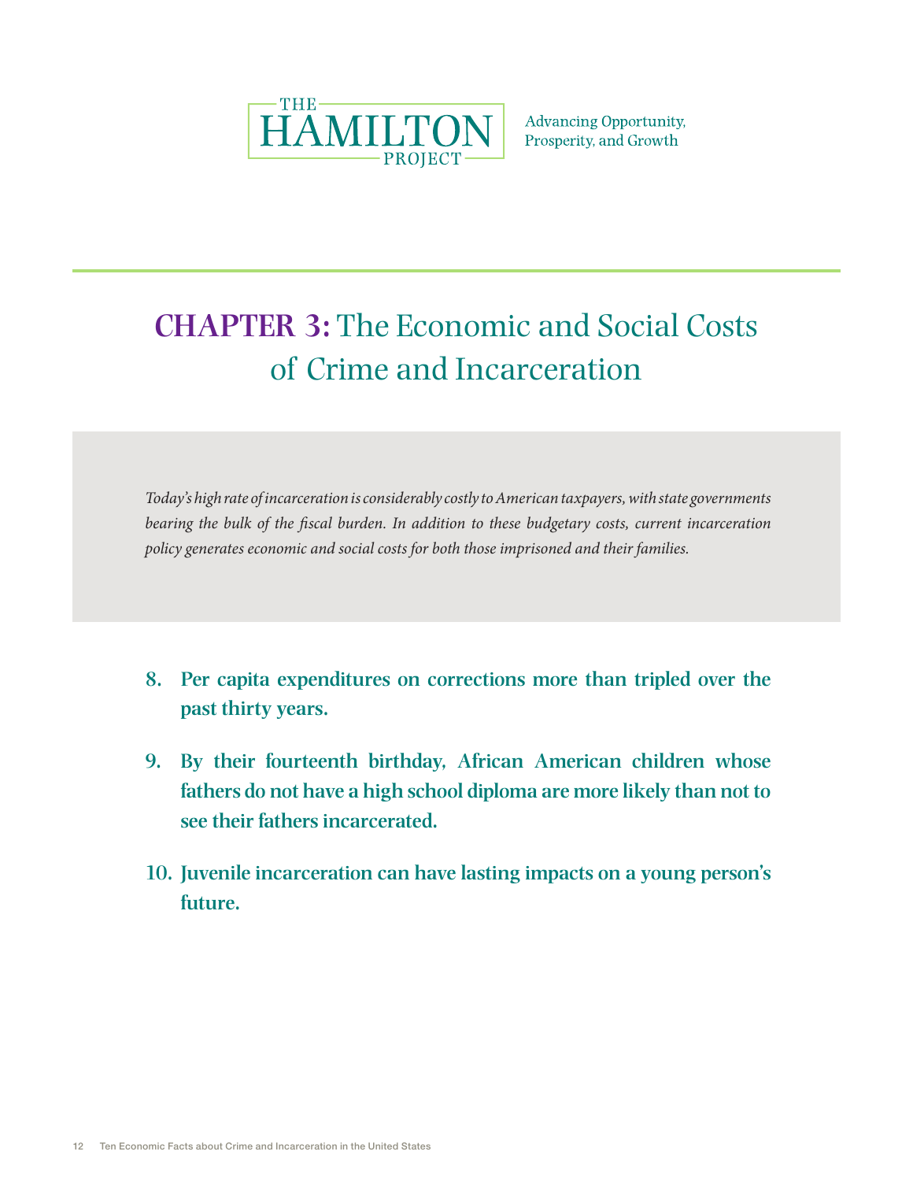THE HAMILTON PROJECT

Advancing Opportunity, Prosperity, and Growth

# CHAPTER 3: The Economic and Social Costs of Crime and Incarceration

*Today's high rate of incarceration is considerably costly to American taxpayers, with state governments bearing the bulk of the fiscal burden. In addition to these budgetary costs, current incarceration policy generates economic and social costs for both those imprisoned and their families.*

8. **Per capita expenditures on corrections more than tripled over the past thirty years.**

9. **By their fourteenth birthday, African American children whose fathers do not have a high school diploma are more likely than not to see their fathers incarcerated.**

10. **Juvenile incarceration can have lasting impacts on a young person's future.**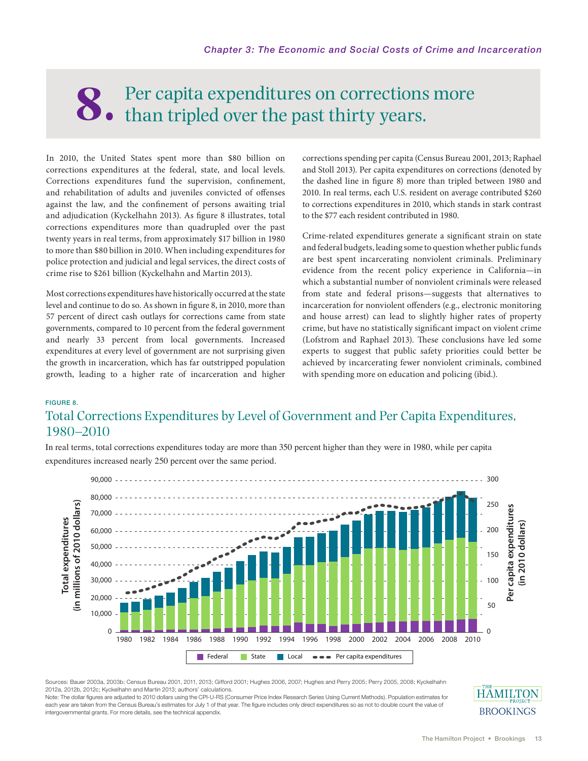# 8. Per capita expenditures on corrections more than tripled over the past thirty years.

In 2010, the United States spent more than $80 billion on corrections expenditures at the federal, state, and local levels. Corrections expenditures fund the supervision, confinement, and rehabilitation of adults and juveniles convicted of offenses against the law, and the confinement of persons awaiting trial and adjudication (Kyckelhahn 2013). As figure 8 illustrates, total corrections expenditures more than quadrupled over the past twenty years in real terms, from approximately $17 billion in 1980 to more than $80 billion in 2010. When including expenditures for police protection and judicial and legal services, the direct costs of crime rise to $261 billion (Kyckelhahn and Martin 2013).

Most corrections expenditures have historically occurred at the state level and continue to do so. As shown in figure 8, in 2010, more than 57 percent of direct cash outlays for corrections came from state governments, compared to 10 percent from the federal government and nearly 33 percent from local governments. Increased expenditures at every level of government are not surprising given the growth in incarceration, which has far outstripped population growth, leading to a higher rate of incarceration and higher corrections spending per capita (Census Bureau 2001, 2013; Raphael and Stoll 2013). Per capita expenditures on corrections (denoted by the dashed line in figure 8) more than tripled between 1980 and 2010. In real terms, each U.S. resident on average contributed $260 to corrections expenditures in 2010, which stands in stark contrast to the $77 each resident contributed in 1980.

Crime-related expenditures generate a significant strain on state and federal budgets, leading some to question whether public funds are best spent incarcerating nonviolent criminals. Preliminary evidence from the recent policy experience in California—in which a substantial number of nonviolent criminals were released from state and federal prisons—suggests that alternatives to incarceration for nonviolent offenders (e.g., electronic monitoring and house arrest) can lead to slightly higher rates of property crime, but have no statistically significant impact on violent crime (Lofstrom and Raphael 2013). These conclusions have led some experts to suggest that public safety priorities could better be achieved by incarcerating fewer nonviolent criminals, combined with spending more on education and policing (ibid.).

**FIGURE 8.**

## Total Corrections Expenditures by Level of Government and Per Capita Expenditures, 1980–2010

In real terms, total corrections expenditures today are more than 350 percent higher than they were in 1980, while per capita expenditures increased nearly 250 percent over the same period.

Sources: Bauer 2003a, 2003b; Census Bureau 2001, 2011, 2013; Gifford 2001; Hughes 2006, 2007; Hughes and Perry 2005; Perry 2005, 2008; Kyckelhahn 2012a, 2012b, 2012c; Kyckelhahn and Martin 2013; authors' calculations.

Note: The dollar figures are adjusted to 2010 dollars using the CPI-U-RS (Consumer Price Index Research Series Using Current Methods). Population estimates for each year are taken from the Census Bureau's estimates for July 1 of that year. The figure includes only direct expenditures so as not to double count the value of intergovernmental grants. For more details, see the technical appendix.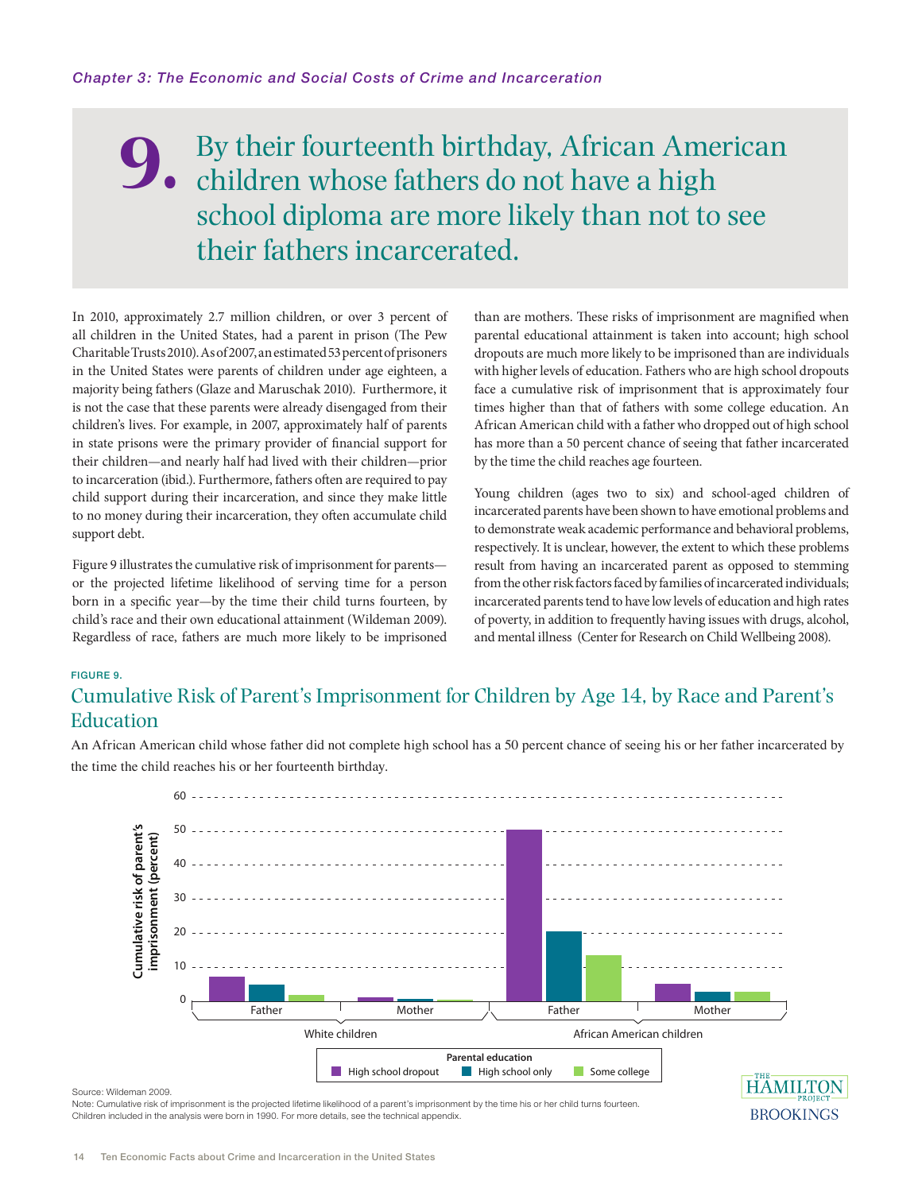# 9. By their fourteenth birthday, African American children whose fathers do not have a high school diploma are more likely than not to see their fathers incarcerated.

In 2010, approximately 2.7 million children, or over 3 percent of all children in the United States, had a parent in prison (The Pew Charitable Trusts 2010). As of 2007, an estimated 53 percent of prisoners in the United States were parents of children under age eighteen, a majority being fathers (Glaze and Maruschak 2010). Furthermore, it is not the case that these parents were already disengaged from their children's lives. For example, in 2007, approximately half of parents in state prisons were the primary provider of financial support for their children—and nearly half had lived with their children—prior to incarceration (ibid.). Furthermore, fathers often are required to pay child support during their incarceration, and since they make little to no money during their incarceration, they often accumulate child support debt.

Figure 9 illustrates the cumulative risk of imprisonment for parents—or the projected lifetime likelihood of serving time for a person born in a specific year—by the time their child turns fourteen, by child's race and their own educational attainment (Wildeman 2009). Regardless of race, fathers are much more likely to be imprisoned than are mothers. These risks of imprisonment are magnified when parental educational attainment is taken into account; high school dropouts are much more likely to be imprisoned than are individuals with higher levels of education. Fathers who are high school dropouts face a cumulative risk of imprisonment that is approximately four times higher than that of fathers with some college education. An African American child with a father who dropped out of high school has more than a 50 percent chance of seeing that father incarcerated by the time the child reaches age fourteen.

Young children (ages two to six) and school-aged children of incarcerated parents have been shown to have emotional problems and to demonstrate weak academic performance and behavioral problems, respectively. It is unclear, however, the extent to which these problems result from having an incarcerated parent as opposed to stemming from the other risk factors faced by families of incarcerated individuals; incarcerated parents tend to have low levels of education and high rates of poverty, in addition to frequently having issues with drugs, alcohol, and mental illness (Center for Research on Child Wellbeing 2008).

**FIGURE 9.**

## Cumulative Risk of Parent's Imprisonment for Children by Age 14, by Race and Parent's Education

An African American child whose father did not complete high school has a 50 percent chance of seeing his or her father incarcerated by the time the child reaches his or her fourteenth birthday.

Source: Wildeman 2009.

Note: Cumulative risk of imprisonment is the projected lifetime likelihood of a parent's imprisonment by the time his or her child turns fourteen. Children included in the analysis were born in 1990. For more details, see the technical appendix.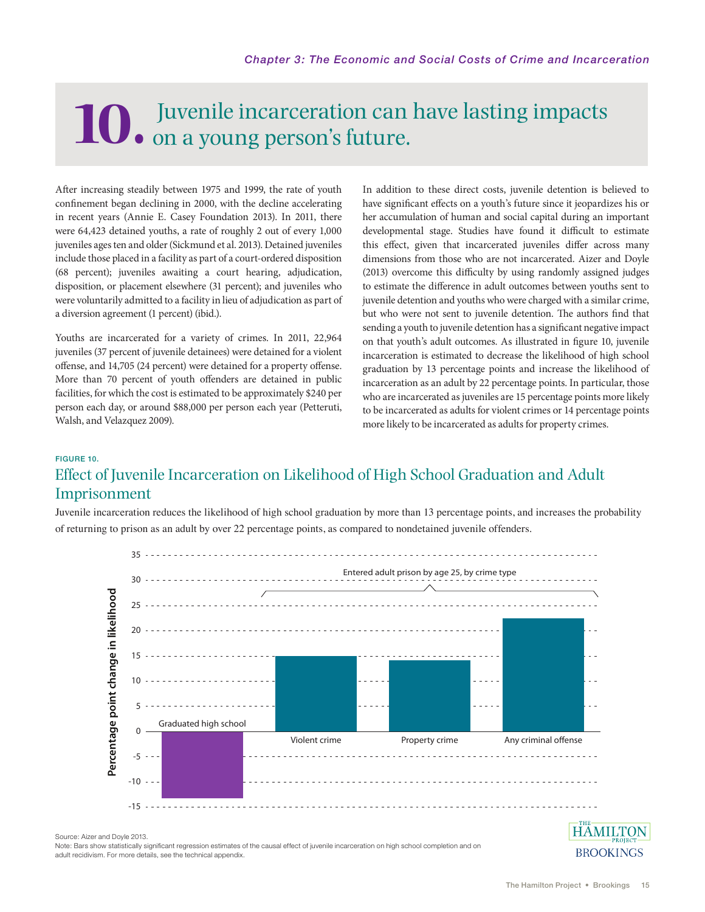# 10. Juvenile incarceration can have lasting impacts on a young person's future.

After increasing steadily between 1975 and 1999, the rate of youth confinement began declining in 2000, with the decline accelerating in recent years (Annie E. Casey Foundation 2013). In 2011, there were 64,423 detained youths, a rate of roughly 2 out of every 1,000 juveniles ages ten and older (Sickmund et al. 2013). Detained juveniles include those placed in a facility as part of a court-ordered disposition (68 percent); juveniles awaiting a court hearing, adjudication, disposition, or placement elsewhere (31 percent); and juveniles who were voluntarily admitted to a facility in lieu of adjudication as part of a diversion agreement (1 percent) (ibid.).

Youths are incarcerated for a variety of crimes. In 2011, 22,964 juveniles (37 percent of juvenile detainees) were detained for a violent offense, and 14,705 (24 percent) were detained for a property offense. More than 70 percent of youth offenders are detained in public facilities, for which the cost is estimated to be approximately $240 per person each day, or around $88,000 per person each year (Petteruti, Walsh, and Velazquez 2009).

In addition to these direct costs, juvenile detention is believed to have significant effects on a youth's future since it jeopardizes his or her accumulation of human and social capital during an important developmental stage. Studies have found it difficult to estimate this effect, given that incarcerated juveniles differ across many dimensions from those who are not incarcerated. Aizer and Doyle (2013) overcome this difficulty by using randomly assigned judges to estimate the difference in adult outcomes between youths sent to juvenile detention and youths who were charged with a similar crime, but who were not sent to juvenile detention. The authors find that sending a youth to juvenile detention has a significant negative impact on that youth's adult outcomes. As illustrated in figure 10, juvenile incarceration is estimated to decrease the likelihood of high school graduation by 13 percentage points and increase the likelihood of incarceration as an adult by 22 percentage points. In particular, those who are incarcerated as juveniles are 15 percentage points more likely to be incarcerated as adults for violent crimes or 14 percentage points more likely to be incarcerated as adults for property crimes.

**FIGURE 10.**

## Effect of Juvenile Incarceration on Likelihood of High School Graduation and Adult Imprisonment

Juvenile incarceration reduces the likelihood of high school graduation by more than 13 percentage points, and increases the probability of returning to prison as an adult by over 22 percentage points, as compared to nondetained juvenile offenders.

Source: Aizer and Doyle 2013.

Note: Bars show statistically significant regression estimates of the causal effect of juvenile incarceration on high school completion and on adult recidivism. For more details, see the technical appendix.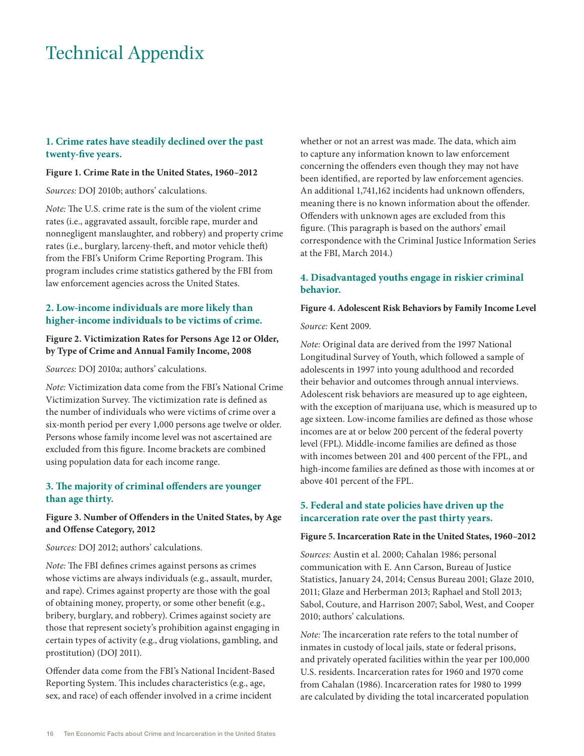# Technical Appendix

### 1. Crime rates have steadily declined over the past twenty-five years.

**Figure 1. Crime Rate in the United States, 1960–2012**

*Sources:* DOJ 2010b; authors' calculations.

*Note:* The U.S. crime rate is the sum of the violent crime rates (i.e., aggravated assault, forcible rape, murder and nonnegligent manslaughter, and robbery) and property crime rates (i.e., burglary, larceny-theft, and motor vehicle theft) from the FBI's Uniform Crime Reporting Program. This program includes crime statistics gathered by the FBI from law enforcement agencies across the United States.

### 2. Low-income individuals are more likely than higher-income individuals to be victims of crime.

**Figure 2. Victimization Rates for Persons Age 12 or Older, by Type of Crime and Annual Family Income, 2008**

*Sources:* DOJ 2010a; authors' calculations.

*Note:* Victimization data come from the FBI's National Crime Victimization Survey. The victimization rate is defined as the number of individuals who were victims of crime over a six-month period per every 1,000 persons age twelve or older. Persons whose family income level was not ascertained are excluded from this figure. Income brackets are combined using population data for each income range.

### 3. The majority of criminal offenders are younger than age thirty.

**Figure 3. Number of Offenders in the United States, by Age and Offense Category, 2012**

*Sources:* DOJ 2012; authors' calculations.

*Note:* The FBI defines crimes against persons as crimes whose victims are always individuals (e.g., assault, murder, and rape). Crimes against property are those with the goal of obtaining money, property, or some other benefit (e.g., bribery, burglary, and robbery). Crimes against society are those that represent society's prohibition against engaging in certain types of activity (e.g., drug violations, gambling, and prostitution) (DOJ 2011).

Offender data come from the FBI's National Incident-Based Reporting System. This includes characteristics (e.g., age, sex, and race) of each offender involved in a crime incident whether or not an arrest was made. The data, which aim to capture any information known to law enforcement concerning the offenders even though they may not have been identified, are reported by law enforcement agencies. An additional 1,741,162 incidents had unknown offenders, meaning there is no known information about the offender. Offenders with unknown ages are excluded from this figure. (This paragraph is based on the authors' email correspondence with the Criminal Justice Information Series at the FBI, March 2014.)

### 4. Disadvantaged youths engage in riskier criminal behavior.

**Figure 4. Adolescent Risk Behaviors by Family Income Level**

*Source:* Kent 2009.

*Note:* Original data are derived from the 1997 National Longitudinal Survey of Youth, which followed a sample of adolescents in 1997 into young adulthood and recorded their behavior and outcomes through annual interviews. Adolescent risk behaviors are measured up to age eighteen, with the exception of marijuana use, which is measured up to age sixteen. Low-income families are defined as those whose incomes are at or below 200 percent of the federal poverty level (FPL). Middle-income families are defined as those with incomes between 201 and 400 percent of the FPL, and high-income families are defined as those with incomes at or above 401 percent of the FPL.

### 5. Federal and state policies have driven up the incarceration rate over the past thirty years.

**Figure 5. Incarceration Rate in the United States, 1960–2012**

*Sources:* Austin et al. 2000; Cahalan 1986; personal communication with E. Ann Carson, Bureau of Justice Statistics, January 24, 2014; Census Bureau 2001; Glaze 2010, 2011; Glaze and Herberman 2013; Raphael and Stoll 2013; Sabol, Couture, and Harrison 2007; Sabol, West, and Cooper 2010; authors' calculations.

*Note:* The incarceration rate refers to the total number of inmates in custody of local jails, state or federal prisons, and privately operated facilities within the year per 100,000 U.S. residents. Incarceration rates for 1960 and 1970 come from Cahalan (1986). Incarceration rates for 1980 to 1999 are calculated by dividing the total incarcerated population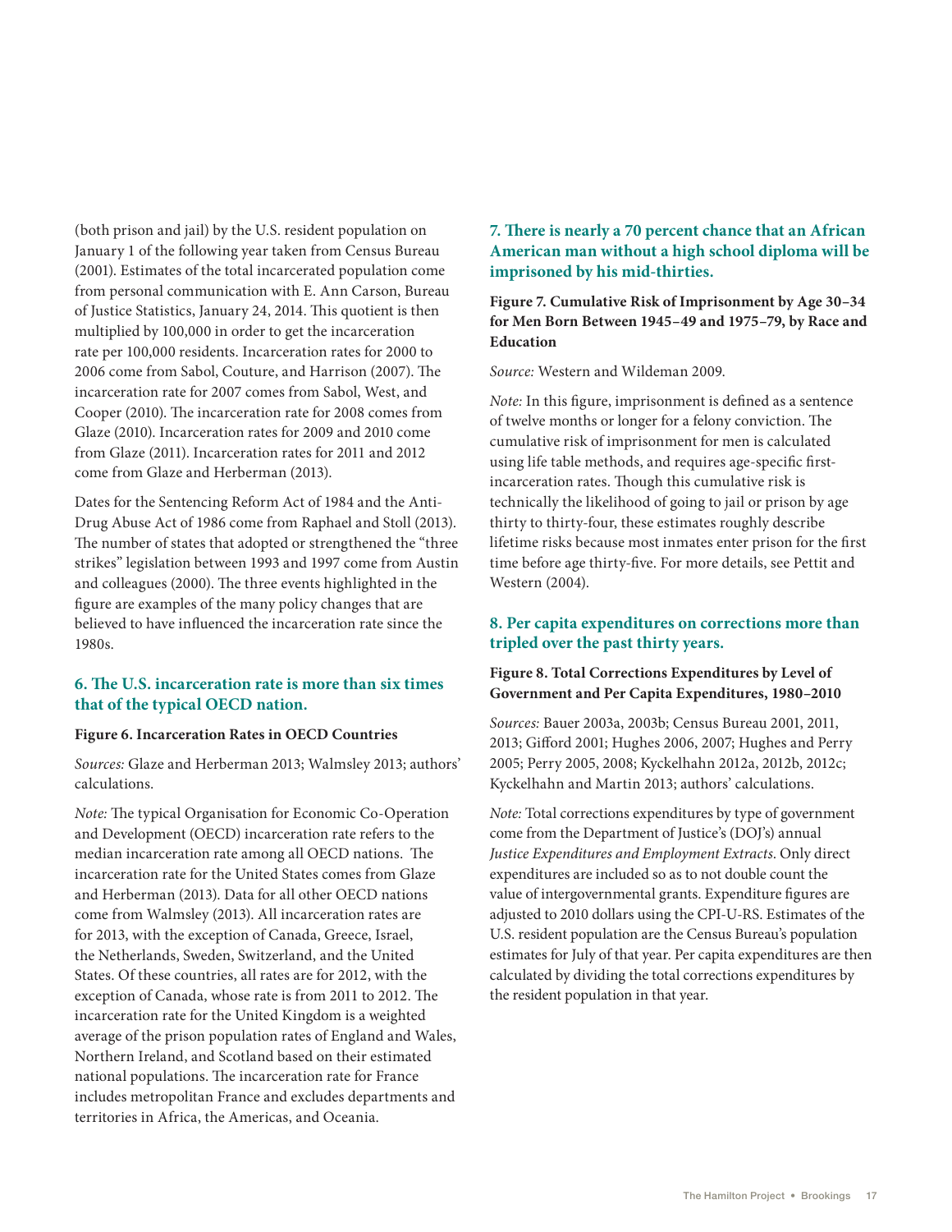(both prison and jail) by the U.S. resident population on January 1 of the following year taken from Census Bureau (2001). Estimates of the total incarcerated population come from personal communication with E. Ann Carson, Bureau of Justice Statistics, January 24, 2014. This quotient is then multiplied by 100,000 in order to get the incarceration rate per 100,000 residents. Incarceration rates for 2000 to 2006 come from Sabol, Couture, and Harrison (2007). The incarceration rate for 2007 comes from Sabol, West, and Cooper (2010). The incarceration rate for 2008 comes from Glaze (2010). Incarceration rates for 2009 and 2010 come from Glaze (2011). Incarceration rates for 2011 and 2012 come from Glaze and Herberman (2013).

Dates for the Sentencing Reform Act of 1984 and the Anti-Drug Abuse Act of 1986 come from Raphael and Stoll (2013). The number of states that adopted or strengthened the "three strikes" legislation between 1993 and 1997 come from Austin and colleagues (2000). The three events highlighted in the figure are examples of the many policy changes that are believed to have influenced the incarceration rate since the 1980s.

### 6. The U.S. incarceration rate is more than six times that of the typical OECD nation.

**Figure 6. Incarceration Rates in OECD Countries**

*Sources:* Glaze and Herberman 2013; Walmsley 2013; authors' calculations.

*Note:* The typical Organisation for Economic Co-Operation and Development (OECD) incarceration rate refers to the median incarceration rate among all OECD nations. The incarceration rate for the United States comes from Glaze and Herberman (2013). Data for all other OECD nations come from Walmsley (2013). All incarceration rates are for 2013, with the exception of Canada, Greece, Israel, the Netherlands, Sweden, Switzerland, and the United States. Of these countries, all rates are for 2012, with the exception of Canada, whose rate is from 2011 to 2012. The incarceration rate for the United Kingdom is a weighted average of the prison population rates of England and Wales, Northern Ireland, and Scotland based on their estimated national populations. The incarceration rate for France includes metropolitan France and excludes departments and territories in Africa, the Americas, and Oceania.

### 7. There is nearly a 70 percent chance that an African American man without a high school diploma will be imprisoned by his mid-thirties.

**Figure 7. Cumulative Risk of Imprisonment by Age 30–34 for Men Born Between 1945–49 and 1975–79, by Race and Education**

*Source:* Western and Wildeman 2009.

*Note:* In this figure, imprisonment is defined as a sentence of twelve months or longer for a felony conviction. The cumulative risk of imprisonment for men is calculated using life table methods, and requires age-specific first-incarceration rates. Though this cumulative risk is technically the likelihood of going to jail or prison by age thirty to thirty-four, these estimates roughly describe lifetime risks because most inmates enter prison for the first time before age thirty-five. For more details, see Pettit and Western (2004).

### 8. Per capita expenditures on corrections more than tripled over the past thirty years.

**Figure 8. Total Corrections Expenditures by Level of Government and Per Capita Expenditures, 1980–2010**

*Sources:* Bauer 2003a, 2003b; Census Bureau 2001, 2011, 2013; Gifford 2001; Hughes 2006, 2007; Hughes and Perry 2005; Perry 2005, 2008; Kyckelhahn 2012a, 2012b, 2012c; Kyckelhahn and Martin 2013; authors' calculations.

*Note:* Total corrections expenditures by type of government come from the Department of Justice's (DOJ's) annual *Justice Expenditures and Employment Extracts*. Only direct expenditures are included so as to not double count the value of intergovernmental grants. Expenditure figures are adjusted to 2010 dollars using the CPI-U-RS. Estimates of the U.S. resident population are the Census Bureau's population estimates for July of that year. Per capita expenditures are then calculated by dividing the total corrections expenditures by the resident population in that year.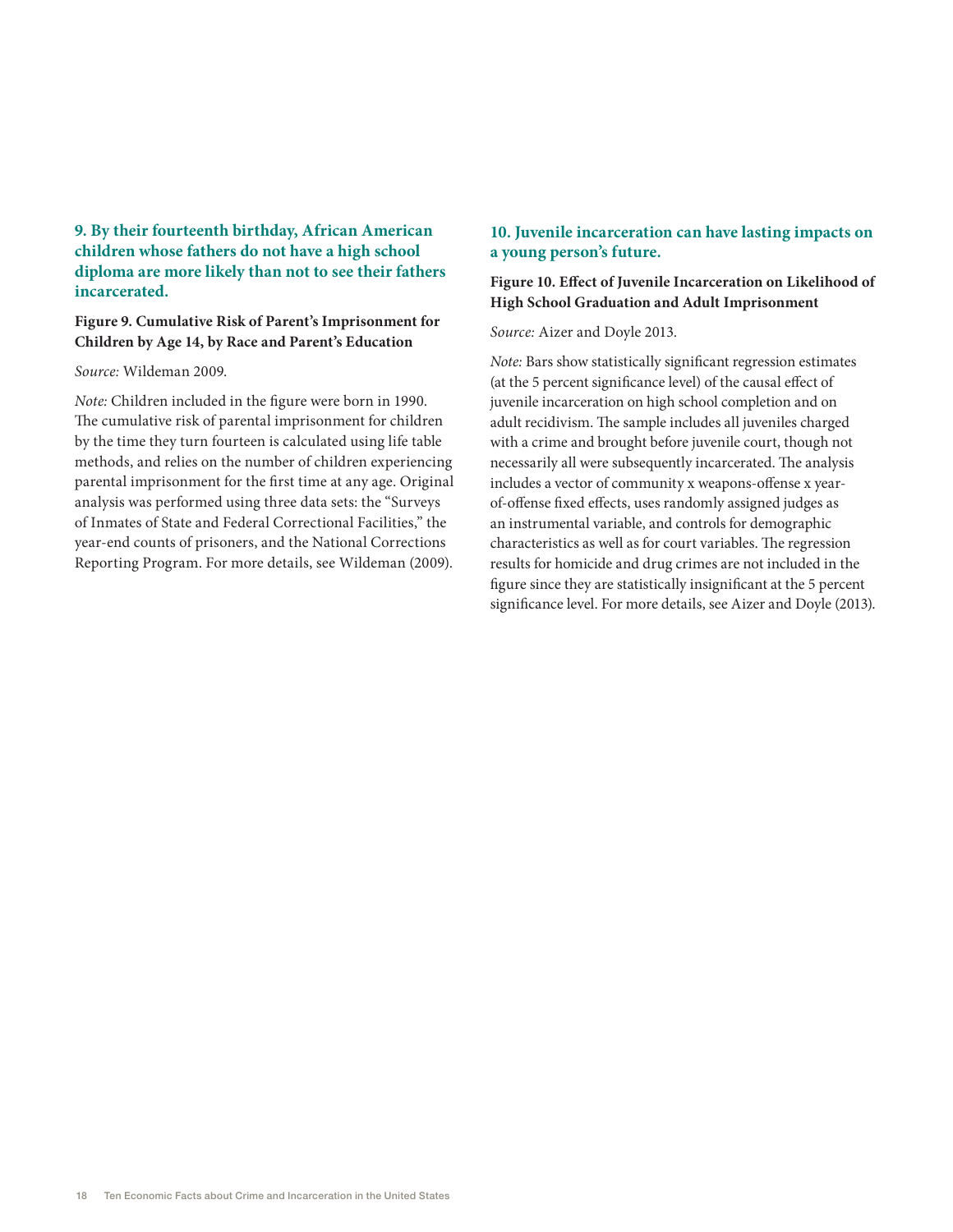### 9. By their fourteenth birthday, African American children whose fathers do not have a high school diploma are more likely than not to see their fathers incarcerated.

**Figure 9. Cumulative Risk of Parent's Imprisonment for Children by Age 14, by Race and Parent's Education**

*Source:* Wildeman 2009.

*Note:* Children included in the figure were born in 1990. The cumulative risk of parental imprisonment for children by the time they turn fourteen is calculated using life table methods, and relies on the number of children experiencing parental imprisonment for the first time at any age. Original analysis was performed using three data sets: the "Surveys of Inmates of State and Federal Correctional Facilities," the year-end counts of prisoners, and the National Corrections Reporting Program. For more details, see Wildeman (2009).

### 10. Juvenile incarceration can have lasting impacts on a young person's future.

**Figure 10. Effect of Juvenile Incarceration on Likelihood of High School Graduation and Adult Imprisonment**

*Source:* Aizer and Doyle 2013.

*Note:* Bars show statistically significant regression estimates (at the 5 percent significance level) of the causal effect of juvenile incarceration on high school completion and on adult recidivism. The sample includes all juveniles charged with a crime and brought before juvenile court, though not necessarily all were subsequently incarcerated. The analysis includes a vector of community x weapons-offense x year-of-offense fixed effects, uses randomly assigned judges as an instrumental variable, and controls for demographic characteristics as well as for court variables. The regression results for homicide and drug crimes are not included in the figure since they are statistically insignificant at the 5 percent significance level. For more details, see Aizer and Doyle (2013).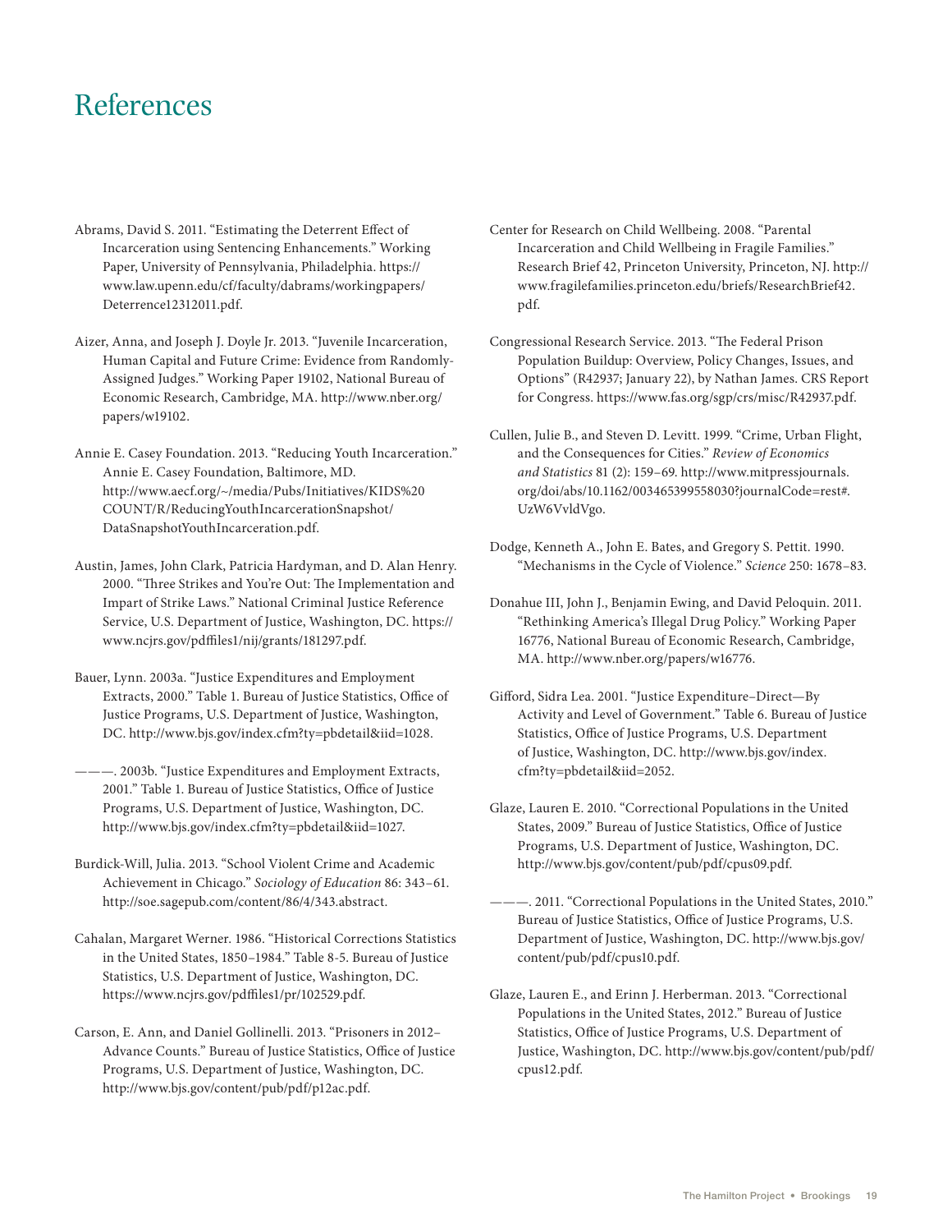# References

Abrams, David S. 2011. "Estimating the Deterrent Effect of Incarceration using Sentencing Enhancements." Working Paper, University of Pennsylvania, Philadelphia. https://www.law.upenn.edu/cf/faculty/dabrams/workingpapers/Deterrence12312011.pdf.

Aizer, Anna, and Joseph J. Doyle Jr. 2013. "Juvenile Incarceration, Human Capital and Future Crime: Evidence from Randomly-Assigned Judges." Working Paper 19102, National Bureau of Economic Research, Cambridge, MA. http://www.nber.org/papers/w19102.

Annie E. Casey Foundation. 2013. "Reducing Youth Incarceration." Annie E. Casey Foundation, Baltimore, MD. http://www.aecf.org/~/media/Pubs/Initiatives/KIDS%20COUNT/R/ReducingYouthIncarcerationSnapshot/DataSnapshotYouthIncarceration.pdf.

Austin, James, John Clark, Patricia Hardyman, and D. Alan Henry. 2000. "Three Strikes and You're Out: The Implementation and Impart of Strike Laws." National Criminal Justice Reference Service, U.S. Department of Justice, Washington, DC. https://www.ncjrs.gov/pdffiles1/nij/grants/181297.pdf.

Bauer, Lynn. 2003a. "Justice Expenditures and Employment Extracts, 2000." Table 1. Bureau of Justice Statistics, Office of Justice Programs, U.S. Department of Justice, Washington, DC. http://www.bjs.gov/index.cfm?ty=pbdetail&iid=1028.

———. 2003b. "Justice Expenditures and Employment Extracts, 2001." Table 1. Bureau of Justice Statistics, Office of Justice Programs, U.S. Department of Justice, Washington, DC. http://www.bjs.gov/index.cfm?ty=pbdetail&iid=1027.

Burdick-Will, Julia. 2013. "School Violent Crime and Academic Achievement in Chicago." *Sociology of Education* 86: 343–61. http://soe.sagepub.com/content/86/4/343.abstract.

Cahalan, Margaret Werner. 1986. "Historical Corrections Statistics in the United States, 1850–1984." Table 8-5. Bureau of Justice Statistics, U.S. Department of Justice, Washington, DC. https://www.ncjrs.gov/pdffiles1/pr/102529.pdf.

Carson, E. Ann, and Daniel Gollinelli. 2013. "Prisoners in 2012–Advance Counts." Bureau of Justice Statistics, Office of Justice Programs, U.S. Department of Justice, Washington, DC. http://www.bjs.gov/content/pub/pdf/p12ac.pdf.

Center for Research on Child Wellbeing. 2008. "Parental Incarceration and Child Wellbeing in Fragile Families." Research Brief 42, Princeton University, Princeton, NJ. http://www.fragilefamilies.princeton.edu/briefs/ResearchBrief42.pdf.

Congressional Research Service. 2013. "The Federal Prison Population Buildup: Overview, Policy Changes, Issues, and Options" (R42937; January 22), by Nathan James. CRS Report for Congress. https://www.fas.org/sgp/crs/misc/R42937.pdf.

Cullen, Julie B., and Steven D. Levitt. 1999. "Crime, Urban Flight, and the Consequences for Cities." *Review of Economics and Statistics* 81 (2): 159–69. http://www.mitpressjournals.org/doi/abs/10.1162/003465399558030?journalCode=rest#.UzW6VvldVgo.

Dodge, Kenneth A., John E. Bates, and Gregory S. Pettit. 1990. "Mechanisms in the Cycle of Violence." *Science* 250: 1678–83.

Donahue III, John J., Benjamin Ewing, and David Peloquin. 2011. "Rethinking America's Illegal Drug Policy." Working Paper 16776, National Bureau of Economic Research, Cambridge, MA. http://www.nber.org/papers/w16776.

Gifford, Sidra Lea. 2001. "Justice Expenditure–Direct—By Activity and Level of Government." Table 6. Bureau of Justice Statistics, Office of Justice Programs, U.S. Department of Justice, Washington, DC. http://www.bjs.gov/index.cfm?ty=pbdetail&iid=2052.

Glaze, Lauren E. 2010. "Correctional Populations in the United States, 2009." Bureau of Justice Statistics, Office of Justice Programs, U.S. Department of Justice, Washington, DC. http://www.bjs.gov/content/pub/pdf/cpus09.pdf.

———. 2011. "Correctional Populations in the United States, 2010." Bureau of Justice Statistics, Office of Justice Programs, U.S. Department of Justice, Washington, DC. http://www.bjs.gov/content/pub/pdf/cpus10.pdf.

Glaze, Lauren E., and Erinn J. Herberman. 2013. "Correctional Populations in the United States, 2012." Bureau of Justice Statistics, Office of Justice Programs, U.S. Department of Justice, Washington, DC. http://www.bjs.gov/content/pub/pdf/cpus12.pdf.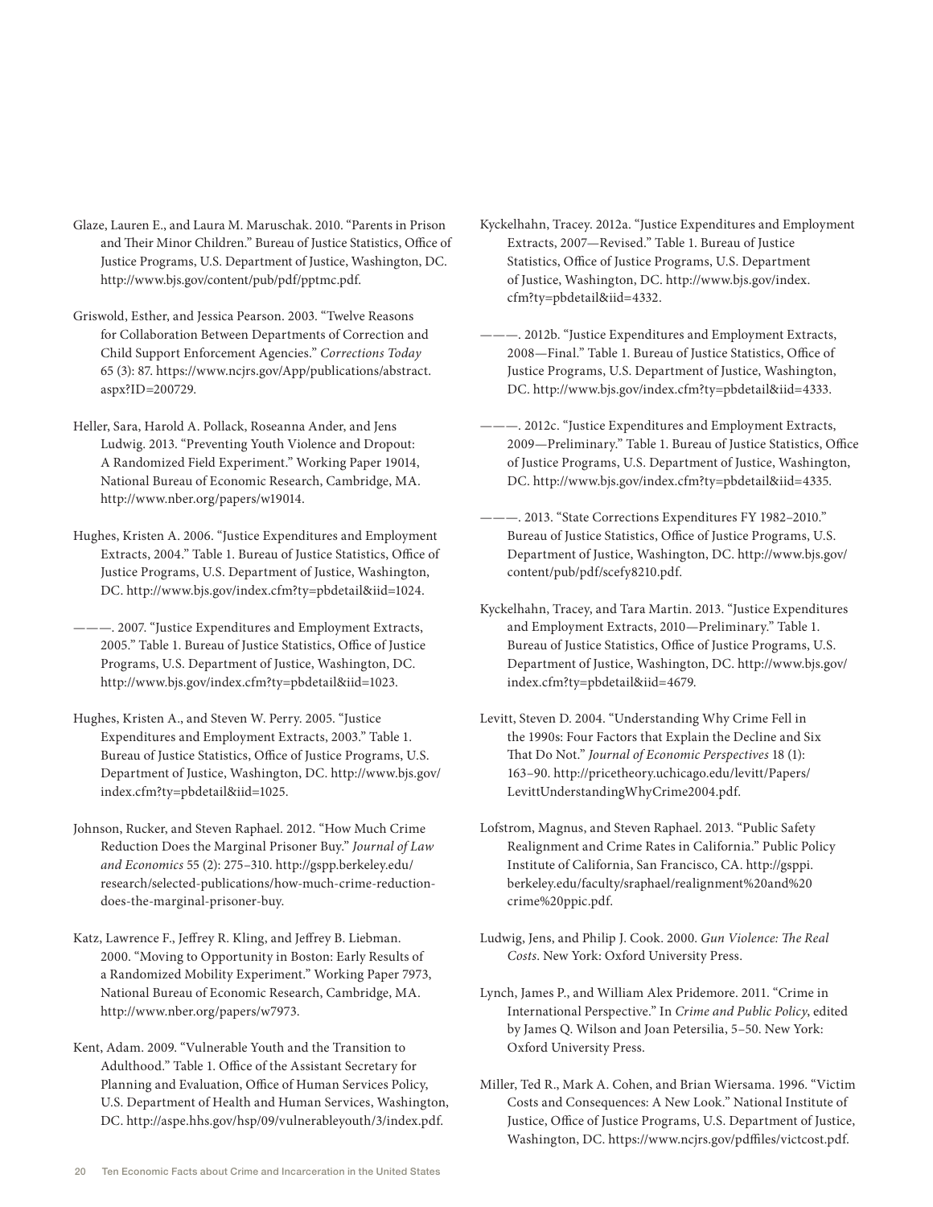Glaze, Lauren E., and Laura M. Maruschak. 2010. "Parents in Prison and Their Minor Children." Bureau of Justice Statistics, Office of Justice Programs, U.S. Department of Justice, Washington, DC. http://www.bjs.gov/content/pub/pdf/pptmc.pdf.

Griswold, Esther, and Jessica Pearson. 2003. "Twelve Reasons for Collaboration Between Departments of Correction and Child Support Enforcement Agencies." *Corrections Today* 65 (3): 87. https://www.ncjrs.gov/App/publications/abstract.aspx?ID=200729.

Heller, Sara, Harold A. Pollack, Roseanna Ander, and Jens Ludwig. 2013. "Preventing Youth Violence and Dropout: A Randomized Field Experiment." Working Paper 19014, National Bureau of Economic Research, Cambridge, MA. http://www.nber.org/papers/w19014.

Hughes, Kristen A. 2006. "Justice Expenditures and Employment Extracts, 2004." Table 1. Bureau of Justice Statistics, Office of Justice Programs, U.S. Department of Justice, Washington, DC. http://www.bjs.gov/index.cfm?ty=pbdetail&iid=1024.

———. 2007. "Justice Expenditures and Employment Extracts, 2005." Table 1. Bureau of Justice Statistics, Office of Justice Programs, U.S. Department of Justice, Washington, DC. http://www.bjs.gov/index.cfm?ty=pbdetail&iid=1023.

Hughes, Kristen A., and Steven W. Perry. 2005. "Justice Expenditures and Employment Extracts, 2003." Table 1. Bureau of Justice Statistics, Office of Justice Programs, U.S. Department of Justice, Washington, DC. http://www.bjs.gov/index.cfm?ty=pbdetail&iid=1025.

Johnson, Rucker, and Steven Raphael. 2012. "How Much Crime Reduction Does the Marginal Prisoner Buy." *Journal of Law and Economics* 55 (2): 275–310. http://gspp.berkeley.edu/research/selected-publications/how-much-crime-reduction-does-the-marginal-prisoner-buy.

Katz, Lawrence F., Jeffrey R. Kling, and Jeffrey B. Liebman. 2000. "Moving to Opportunity in Boston: Early Results of a Randomized Mobility Experiment." Working Paper 7973, National Bureau of Economic Research, Cambridge, MA. http://www.nber.org/papers/w7973.

Kent, Adam. 2009. "Vulnerable Youth and the Transition to Adulthood." Table 1. Office of the Assistant Secretary for Planning and Evaluation, Office of Human Services Policy, U.S. Department of Health and Human Services, Washington, DC. http://aspe.hhs.gov/hsp/09/vulnerableyouth/3/index.pdf.

Kyckelhahn, Tracey. 2012a. "Justice Expenditures and Employment Extracts, 2007—Revised." Table 1. Bureau of Justice Statistics, Office of Justice Programs, U.S. Department of Justice, Washington, DC. http://www.bjs.gov/index.cfm?ty=pbdetail&iid=4332.

———. 2012b. "Justice Expenditures and Employment Extracts, 2008—Final." Table 1. Bureau of Justice Statistics, Office of Justice Programs, U.S. Department of Justice, Washington, DC. http://www.bjs.gov/index.cfm?ty=pbdetail&iid=4333.

———. 2012c. "Justice Expenditures and Employment Extracts, 2009—Preliminary." Table 1. Bureau of Justice Statistics, Office of Justice Programs, U.S. Department of Justice, Washington, DC. http://www.bjs.gov/index.cfm?ty=pbdetail&iid=4335.

———. 2013. "State Corrections Expenditures FY 1982–2010." Bureau of Justice Statistics, Office of Justice Programs, U.S. Department of Justice, Washington, DC. http://www.bjs.gov/content/pub/pdf/scefy8210.pdf.

Kyckelhahn, Tracey, and Tara Martin. 2013. "Justice Expenditures and Employment Extracts, 2010—Preliminary." Table 1. Bureau of Justice Statistics, Office of Justice Programs, U.S. Department of Justice, Washington, DC. http://www.bjs.gov/index.cfm?ty=pbdetail&iid=4679.

Levitt, Steven D. 2004. "Understanding Why Crime Fell in the 1990s: Four Factors that Explain the Decline and Six That Do Not." *Journal of Economic Perspectives* 18 (1): 163–90. http://pricetheory.uchicago.edu/levitt/Papers/LevittUnderstandingWhyCrime2004.pdf.

Lofstrom, Magnus, and Steven Raphael. 2013. "Public Safety Realignment and Crime Rates in California." Public Policy Institute of California, San Francisco, CA. http://gsppi.berkeley.edu/faculty/sraphael/realignment%20and%20crime%20ppic.pdf.

Ludwig, Jens, and Philip J. Cook. 2000. *Gun Violence: The Real Costs*. New York: Oxford University Press.

Lynch, James P., and William Alex Pridemore. 2011. "Crime in International Perspective." In *Crime and Public Policy*, edited by James Q. Wilson and Joan Petersilia, 5–50. New York: Oxford University Press.

Miller, Ted R., Mark A. Cohen, and Brian Wiersama. 1996. "Victim Costs and Consequences: A New Look." National Institute of Justice, Office of Justice Programs, U.S. Department of Justice, Washington, DC. https://www.ncjrs.gov/pdffiles/victcost.pdf.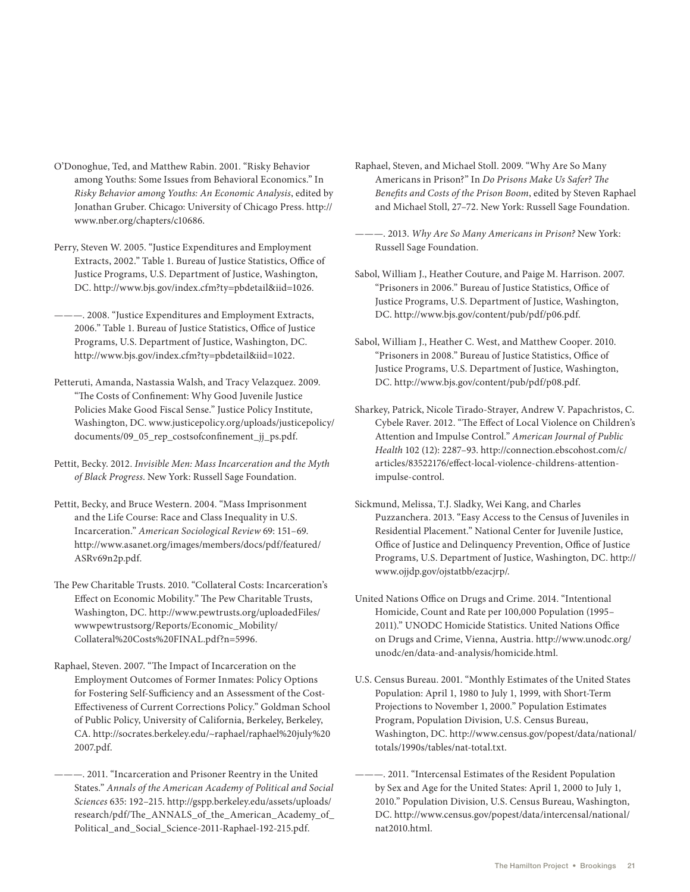O'Donoghue, Ted, and Matthew Rabin. 2001. "Risky Behavior among Youths: Some Issues from Behavioral Economics." In *Risky Behavior among Youths: An Economic Analysis*, edited by Jonathan Gruber. Chicago: University of Chicago Press. http://www.nber.org/chapters/c10686.

Perry, Steven W. 2005. "Justice Expenditures and Employment Extracts, 2002." Table 1. Bureau of Justice Statistics, Office of Justice Programs, U.S. Department of Justice, Washington, DC. http://www.bjs.gov/index.cfm?ty=pbdetail&iid=1026.

———. 2008. "Justice Expenditures and Employment Extracts, 2006." Table 1. Bureau of Justice Statistics, Office of Justice Programs, U.S. Department of Justice, Washington, DC. http://www.bjs.gov/index.cfm?ty=pbdetail&iid=1022.

Petteruti, Amanda, Nastassia Walsh, and Tracy Velazquez. 2009. "The Costs of Confinement: Why Good Juvenile Justice Policies Make Good Fiscal Sense." Justice Policy Institute, Washington, DC. www.justicepolicy.org/uploads/justicepolicy/documents/09_05_rep_costsofconfinement_jj_ps.pdf.

Pettit, Becky. 2012. *Invisible Men: Mass Incarceration and the Myth of Black Progress*. New York: Russell Sage Foundation.

Pettit, Becky, and Bruce Western. 2004. "Mass Imprisonment and the Life Course: Race and Class Inequality in U.S. Incarceration." *American Sociological Review* 69: 151–69. http://www.asanet.org/images/members/docs/pdf/featured/ASRv69n2p.pdf.

The Pew Charitable Trusts. 2010. "Collateral Costs: Incarceration's Effect on Economic Mobility." The Pew Charitable Trusts, Washington, DC. http://www.pewtrusts.org/uploadedFiles/wwwpewtrustsorg/Reports/Economic_Mobility/Collateral%20Costs%20FINAL.pdf?n=5996.

Raphael, Steven. 2007. "The Impact of Incarceration on the Employment Outcomes of Former Inmates: Policy Options for Fostering Self-Sufficiency and an Assessment of the Cost-Effectiveness of Current Corrections Policy." Goldman School of Public Policy, University of California, Berkeley, Berkeley, CA. http://socrates.berkeley.edu/~raphael/raphael%20july%202007.pdf.

———. 2011. "Incarceration and Prisoner Reentry in the United States." *Annals of the American Academy of Political and Social Sciences* 635: 192–215. http://gspp.berkeley.edu/assets/uploads/research/pdf/The_ANNALS_of_the_American_Academy_of_Political_and_Social_Science-2011-Raphael-192-215.pdf.

Raphael, Steven, and Michael Stoll. 2009. "Why Are So Many Americans in Prison?" In *Do Prisons Make Us Safer? The Benefits and Costs of the Prison Boom*, edited by Steven Raphael and Michael Stoll, 27–72. New York: Russell Sage Foundation.

———. 2013. *Why Are So Many Americans in Prison?* New York: Russell Sage Foundation.

Sabol, William J., Heather Couture, and Paige M. Harrison. 2007. "Prisoners in 2006." Bureau of Justice Statistics, Office of Justice Programs, U.S. Department of Justice, Washington, DC. http://www.bjs.gov/content/pub/pdf/p06.pdf.

Sabol, William J., Heather C. West, and Matthew Cooper. 2010. "Prisoners in 2008." Bureau of Justice Statistics, Office of Justice Programs, U.S. Department of Justice, Washington, DC. http://www.bjs.gov/content/pub/pdf/p08.pdf.

Sharkey, Patrick, Nicole Tirado-Strayer, Andrew V. Papachristos, C. Cybele Raver. 2012. "The Effect of Local Violence on Children's Attention and Impulse Control." *American Journal of Public Health* 102 (12): 2287–93. http://connection.ebscohost.com/c/articles/83522176/effect-local-violence-childrens-attention-impulse-control.

Sickmund, Melissa, T.J. Sladky, Wei Kang, and Charles Puzzanchera. 2013. "Easy Access to the Census of Juveniles in Residential Placement." National Center for Juvenile Justice, Office of Justice and Delinquency Prevention, Office of Justice Programs, U.S. Department of Justice, Washington, DC. http://www.ojjdp.gov/ojstatbb/ezacjrp/.

United Nations Office on Drugs and Crime. 2014. "Intentional Homicide, Count and Rate per 100,000 Population (1995–2011)." UNODC Homicide Statistics. United Nations Office on Drugs and Crime, Vienna, Austria. http://www.unodc.org/unodc/en/data-and-analysis/homicide.html.

U.S. Census Bureau. 2001. "Monthly Estimates of the United States Population: April 1, 1980 to July 1, 1999, with Short-Term Projections to November 1, 2000." Population Estimates Program, Population Division, U.S. Census Bureau, Washington, DC. http://www.census.gov/popest/data/national/totals/1990s/tables/nat-total.txt.

———. 2011. "Intercensal Estimates of the Resident Population by Sex and Age for the United States: April 1, 2000 to July 1, 2010." Population Division, U.S. Census Bureau, Washington, DC. http://www.census.gov/popest/data/intercensal/national/nat2010.html.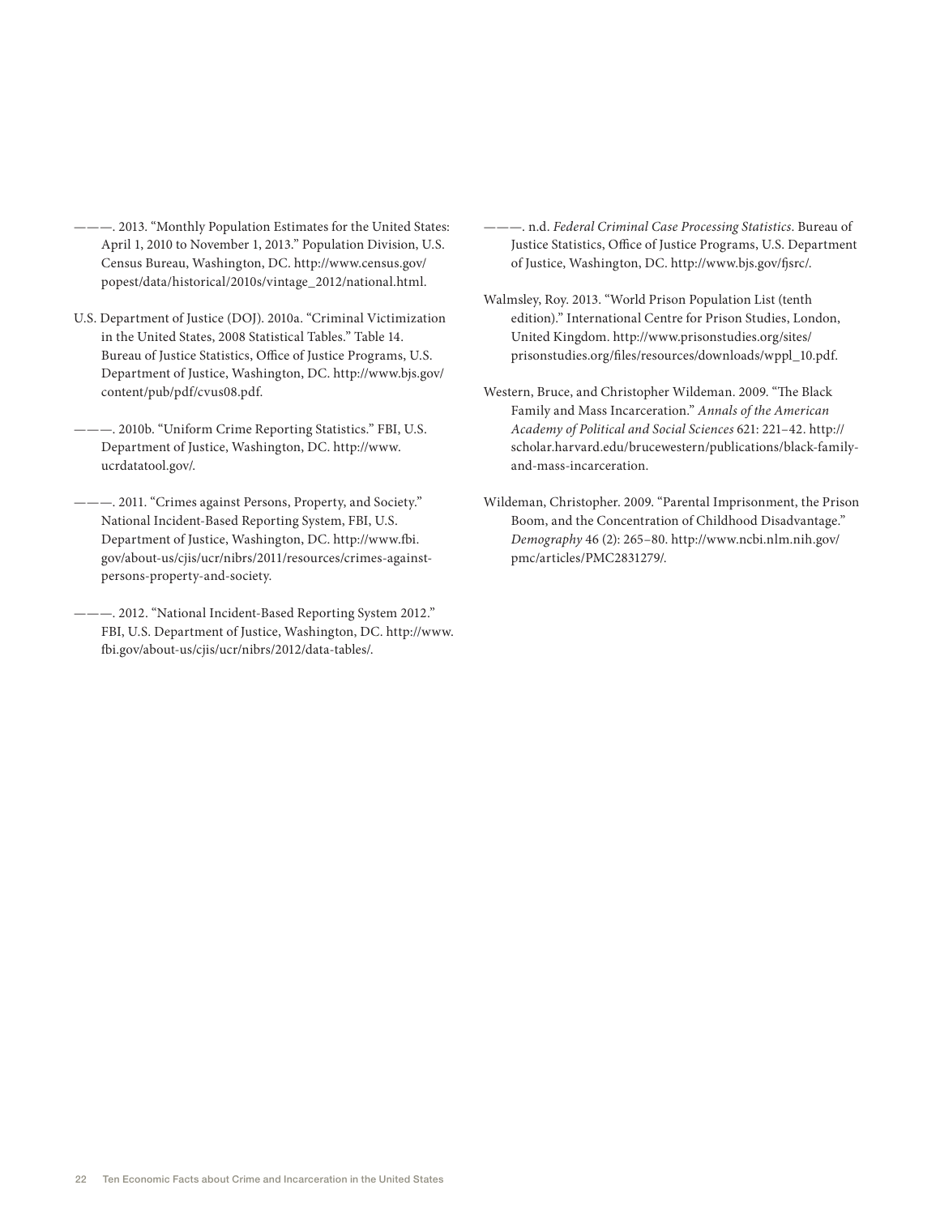———. 2013. "Monthly Population Estimates for the United States: April 1, 2010 to November 1, 2013." Population Division, U.S. Census Bureau, Washington, DC. http://www.census.gov/popest/data/historical/2010s/vintage_2012/national.html.

U.S. Department of Justice (DOJ). 2010a. "Criminal Victimization in the United States, 2008 Statistical Tables." Table 14. Bureau of Justice Statistics, Office of Justice Programs, U.S. Department of Justice, Washington, DC. http://www.bjs.gov/content/pub/pdf/cvus08.pdf.

———. 2010b. "Uniform Crime Reporting Statistics." FBI, U.S. Department of Justice, Washington, DC. http://www.ucrdatatool.gov/.

———. 2011. "Crimes against Persons, Property, and Society." National Incident-Based Reporting System, FBI, U.S. Department of Justice, Washington, DC. http://www.fbi.gov/about-us/cjis/ucr/nibrs/2011/resources/crimes-against-persons-property-and-society.

———. 2012. "National Incident-Based Reporting System 2012." FBI, U.S. Department of Justice, Washington, DC. http://www.fbi.gov/about-us/cjis/ucr/nibrs/2012/data-tables/.

———. n.d. *Federal Criminal Case Processing Statistics*. Bureau of Justice Statistics, Office of Justice Programs, U.S. Department of Justice, Washington, DC. http://www.bjs.gov/fjsrc/.

Walmsley, Roy. 2013. "World Prison Population List (tenth edition)." International Centre for Prison Studies, London, United Kingdom. http://www.prisonstudies.org/sites/prisonstudies.org/files/resources/downloads/wppl_10.pdf.

Western, Bruce, and Christopher Wildeman. 2009. "The Black Family and Mass Incarceration." *Annals of the American Academy of Political and Social Sciences* 621: 221–42. http://scholar.harvard.edu/brucewestern/publications/black-family-and-mass-incarceration.

Wildeman, Christopher. 2009. "Parental Imprisonment, the Prison Boom, and the Concentration of Childhood Disadvantage." *Demography* 46 (2): 265–80. http://www.ncbi.nlm.nih.gov/pmc/articles/PMC2831279/.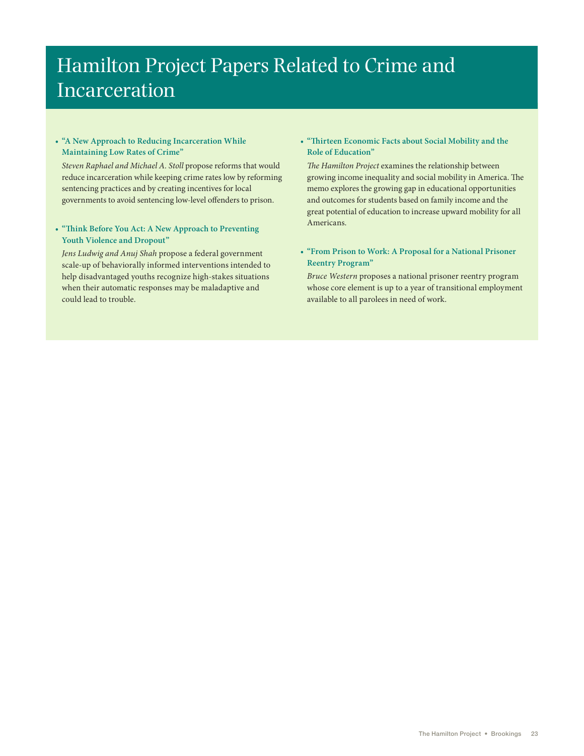# Hamilton Project Papers Related to Crime and Incarceration

- **"A New Approach to Reducing Incarceration While Maintaining Low Rates of Crime"**

  *Steven Raphael and Michael A. Stoll* propose reforms that would reduce incarceration while keeping crime rates low by reforming sentencing practices and by creating incentives for local governments to avoid sentencing low-level offenders to prison.

- **"Think Before You Act: A New Approach to Preventing Youth Violence and Dropout"**

  *Jens Ludwig and Anuj Shah* propose a federal government scale-up of behaviorally informed interventions intended to help disadvantaged youths recognize high-stakes situations when their automatic responses may be maladaptive and could lead to trouble.

- **"Thirteen Economic Facts about Social Mobility and the Role of Education"**

  *The Hamilton Project* examines the relationship between growing income inequality and social mobility in America. The memo explores the growing gap in educational opportunities and outcomes for students based on family income and the great potential of education to increase upward mobility for all Americans.

- **"From Prison to Work: A Proposal for a National Prisoner Reentry Program"**

  *Bruce Western* proposes a national prisoner reentry program whose core element is up to a year of transitional employment available to all parolees in need of work.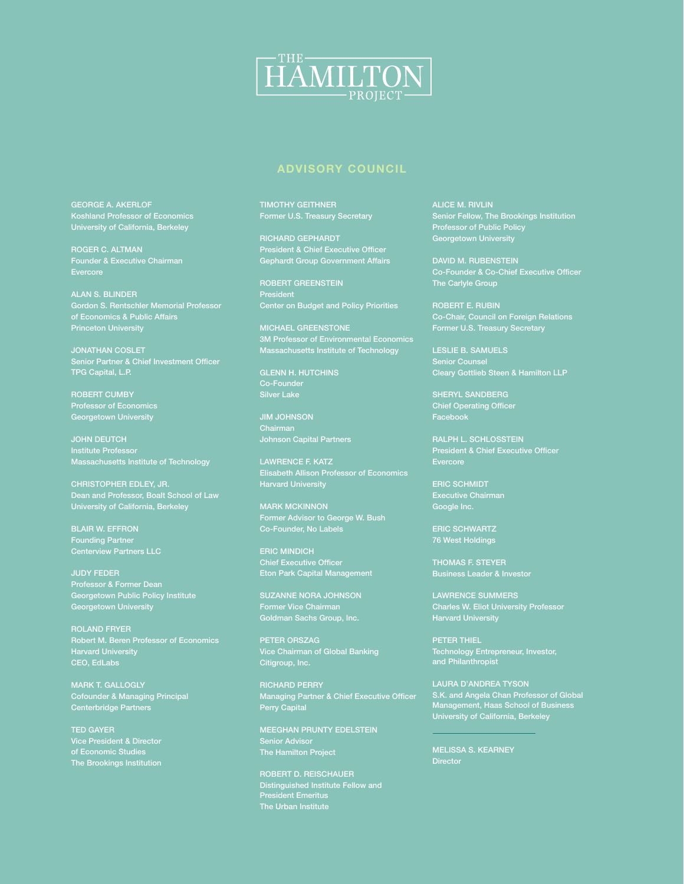# THE HAMILTON PROJECT

## ADVISORY COUNCIL

GEORGE A. AKERLOF
Koshland Professor of Economics
University of California, Berkeley

ROGER C. ALTMAN
Founder & Executive Chairman
Evercore

ALAN S. BLINDER
Gordon S. Rentschler Memorial Professor of Economics & Public Affairs
Princeton University

JONATHAN COSLET
Senior Partner & Chief Investment Officer
TPG Capital, L.P.

ROBERT CUMBY
Professor of Economics
Georgetown University

JOHN DEUTCH
Institute Professor
Massachusetts Institute of Technology

CHRISTOPHER EDLEY, JR.
Dean and Professor, Boalt School of Law
University of California, Berkeley

BLAIR W. EFFRON
Founding Partner
Centerview Partners LLC

JUDY FEDER
Professor & Former Dean
Georgetown Public Policy Institute
Georgetown University

ROLAND FRYER
Robert M. Beren Professor of Economics
Harvard University
CEO, EdLabs

MARK T. GALLOGLY
Cofounder & Managing Principal
Centerbridge Partners

TED GAYER
Vice President & Director of Economic Studies
The Brookings Institution

TIMOTHY GEITHNER
Former U.S. Treasury Secretary

RICHARD GEPHARDT
President & Chief Executive Officer
Gephardt Group Government Affairs

ROBERT GREENSTEIN
President
Center on Budget and Policy Priorities

MICHAEL GREENSTONE
3M Professor of Environmental Economics
Massachusetts Institute of Technology

GLENN H. HUTCHINS
Co-Founder
Silver Lake

JIM JOHNSON
Chairman
Johnson Capital Partners

LAWRENCE F. KATZ
Elisabeth Allison Professor of Economics
Harvard University

MARK MCKINNON
Former Advisor to George W. Bush
Co-Founder, No Labels

ERIC MINDICH
Chief Executive Officer
Eton Park Capital Management

SUZANNE NORA JOHNSON
Former Vice Chairman
Goldman Sachs Group, Inc.

PETER ORSZAG
Vice Chairman of Global Banking
Citigroup, Inc.

RICHARD PERRY
Managing Partner & Chief Executive Officer
Perry Capital

MEEGHAN PRUNTY EDELSTEIN
Senior Advisor
The Hamilton Project

ROBERT D. REISCHAUER
Distinguished Institute Fellow and President Emeritus
The Urban Institute

ALICE M. RIVLIN
Senior Fellow, The Brookings Institution
Professor of Public Policy
Georgetown University

DAVID M. RUBENSTEIN
Co-Founder & Co-Chief Executive Officer
The Carlyle Group

ROBERT E. RUBIN
Co-Chair, Council on Foreign Relations
Former U.S. Treasury Secretary

LESLIE B. SAMUELS
Senior Counsel
Cleary Gottlieb Steen & Hamilton LLP

SHERYL SANDBERG
Chief Operating Officer
Facebook

RALPH L. SCHLOSSTEIN
President & Chief Executive Officer
Evercore

ERIC SCHMIDT
Executive Chairman
Google Inc.

ERIC SCHWARTZ
76 West Holdings

THOMAS F. STEYER
Business Leader & Investor

LAWRENCE SUMMERS
Charles W. Eliot University Professor
Harvard University

PETER THIEL
Technology Entrepreneur, Investor, and Philanthropist

LAURA D'ANDREA TYSON
S.K. and Angela Chan Professor of Global Management, Haas School of Business
University of California, Berkeley

---

MELISSA S. KEARNEY
Director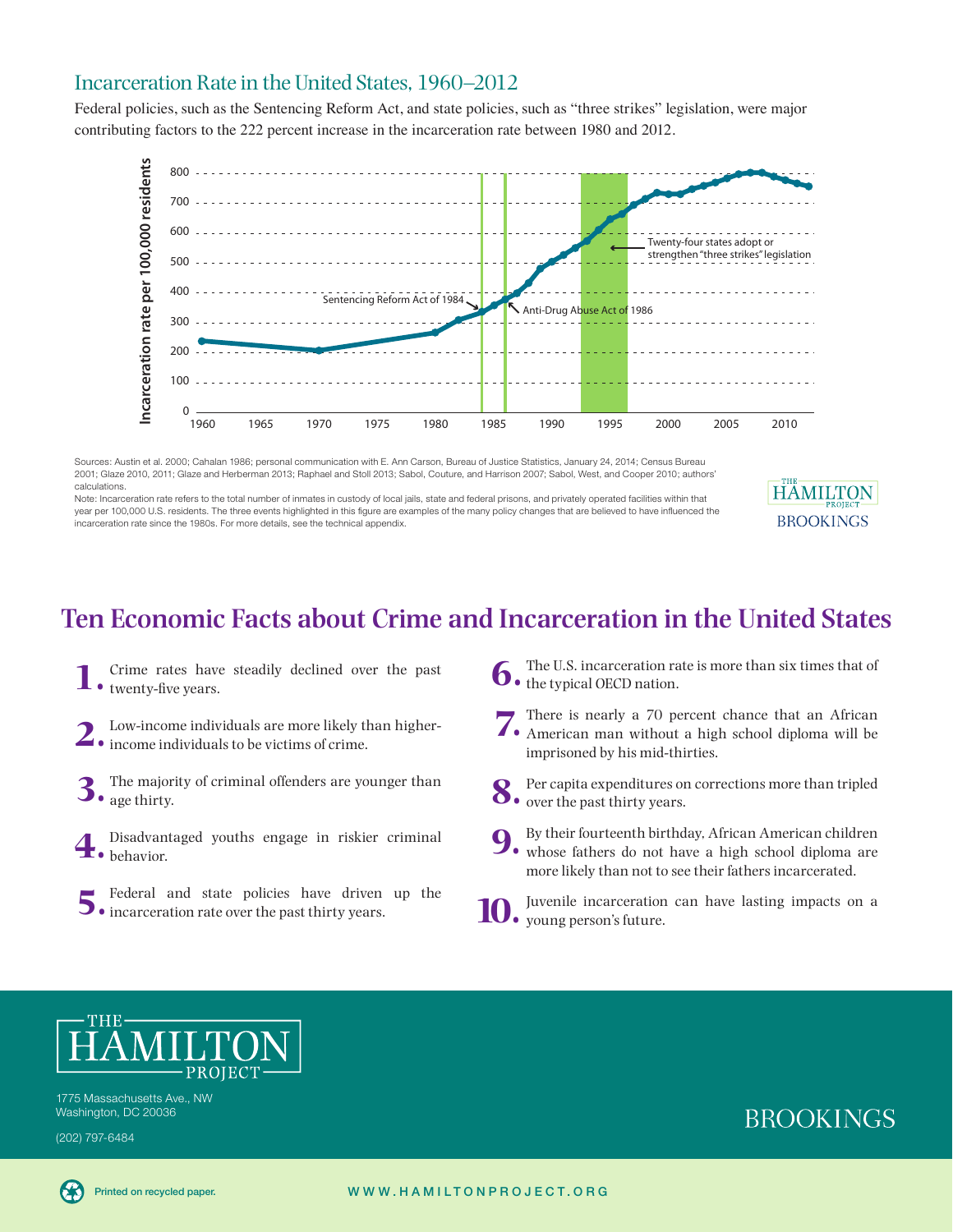## Incarceration Rate in the United States, 1960–2012

Federal policies, such as the Sentencing Reform Act, and state policies, such as "three strikes" legislation, were major contributing factors to the 222 percent increase in the incarceration rate between 1980 and 2012.

Incarceration rate per 100,000 residents

800
700
600
500
400
300
200
100
0

1960 1965 1970 1975 1980 1985 1990 1995 2000 2005 2010

Sentencing Reform Act of 1984

Anti-Drug Abuse Act of 1986

Twenty-four states adopt or strengthen "three strikes" legislation

Sources: Austin et al. 2000; Cahalan 1986; personal communication with E. Ann Carson, Bureau of Justice Statistics, January 24, 2014; Census Bureau 2001; Glaze 2010, 2011; Glaze and Herberman 2013; Raphael and Stoll 2013; Sabol, Couture, and Harrison 2007; Sabol, West, and Cooper 2010; authors' calculations.

Note: Incarceration rate refers to the total number of inmates in custody of local jails, state and federal prisons, and privately operated facilities within that year per 100,000 U.S. residents. The three events highlighted in this figure are examples of the many policy changes that are believed to have influenced the incarceration rate since the 1980s. For more details, see the technical appendix.

THE HAMILTON PROJECT
BROOKINGS

# Ten Economic Facts about Crime and Incarceration in the United States

1. Crime rates have steadily declined over the past twenty-five years.
2. Low-income individuals are more likely than higher-income individuals to be victims of crime.
3. The majority of criminal offenders are younger than age thirty.
4. Disadvantaged youths engage in riskier criminal behavior.
5. Federal and state policies have driven up the incarceration rate over the past thirty years.
6. The U.S. incarceration rate is more than six times that of the typical OECD nation.
7. There is nearly a 70 percent chance that an African American man without a high school diploma will be imprisoned by his mid-thirties.
8. Per capita expenditures on corrections more than tripled over the past thirty years.
9. By their fourteenth birthday, African American children whose fathers do not have a high school diploma are more likely than not to see their fathers incarcerated.
10. Juvenile incarceration can have lasting impacts on a young person's future.

THE HAMILTON PROJECT

1775 Massachusetts Ave., NW
Washington, DC 20036

(202) 797-6484

BROOKINGS

Printed on recycled paper.

WWW.HAMILTONPROJECT.ORG